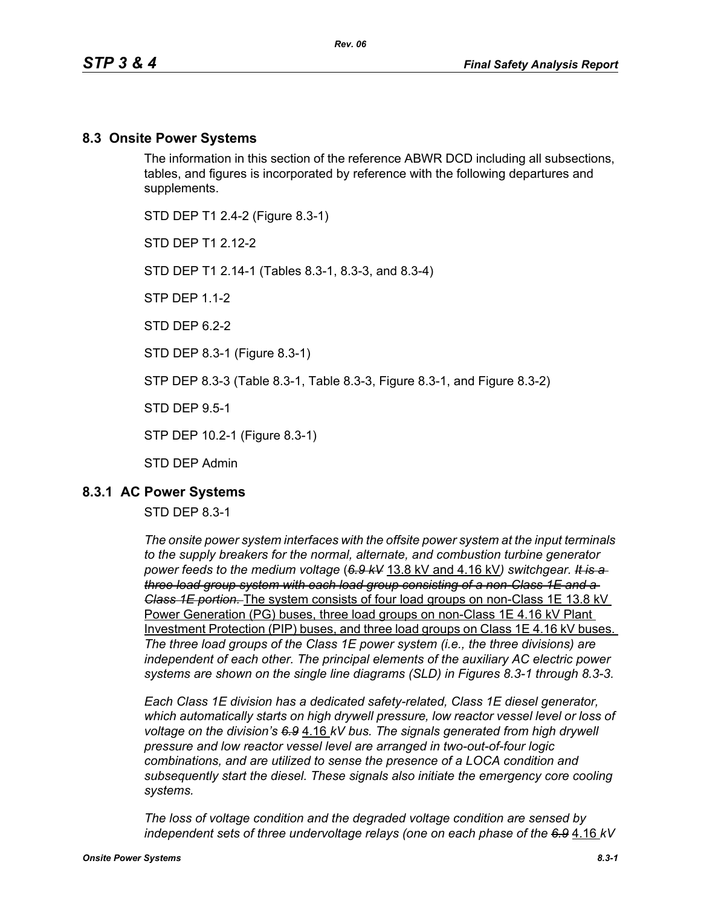## 8.3 Onsite Power Systems

The information in this section of the reference ABWR DCD including all subsections, tables, and figures is incorporated by reference with the following departures and supplements.

STD DEP T1 2.4-2 (Figure 8.3-1)

STD DEP T1 2.12-2

STD DEP T1 2.14-1 (Tables 8.3-1, 8.3-3, and 8.3-4)

STP DEP 1.1-2

STD DEP 6.2-2

STD DEP 8.3-1 (Figure 8.3-1)

STP DEP 8.3-3 (Table 8.3-1, Table 8.3-3, Figure 8.3-1, and Figure 8.3-2)

STD DEP 9.5-1

STP DEP 10.2-1 (Figure 8.3-1)

STD DEP Admin

### 8.3.1 AC Power Systems

STD DEP 8.3-1

*The onsite power system interfaces with the offsite power system at the input terminals to the supply breakers for the normal, alternate, and combustion turbine generator power feeds to the medium voltage (~~6.9 kV~~ 13.8 kV and 4.16 kV) switchgear. ~~It is a three load group system with each load group consisting of a non-Class 1E and a Class 1E portion.~~* The system consists of four load groups on non-Class 1E 13.8 kV Power Generation (PG) buses, three load groups on non-Class 1E 4.16 kV Plant Investment Protection (PIP) buses, and three load groups on Class 1E 4.16 kV buses. *The three load groups of the Class 1E power system (i.e., the three divisions) are independent of each other. The principal elements of the auxiliary AC electric power systems are shown on the single line diagrams (SLD) in Figures 8.3-1 through 8.3-3.*

*Each Class 1E division has a dedicated safety-related, Class 1E diesel generator, which automatically starts on high drywell pressure, low reactor vessel level or loss of voltage on the division's ~~6.9~~* 4.16 *kV bus. The signals generated from high drywell pressure and low reactor vessel level are arranged in two-out-of-four logic combinations, and are utilized to sense the presence of a LOCA condition and subsequently start the diesel. These signals also initiate the emergency core cooling systems.*

*The loss of voltage condition and the degraded voltage condition are sensed by independent sets of three undervoltage relays (one on each phase of the ~~6.9~~* 4.16 *kV*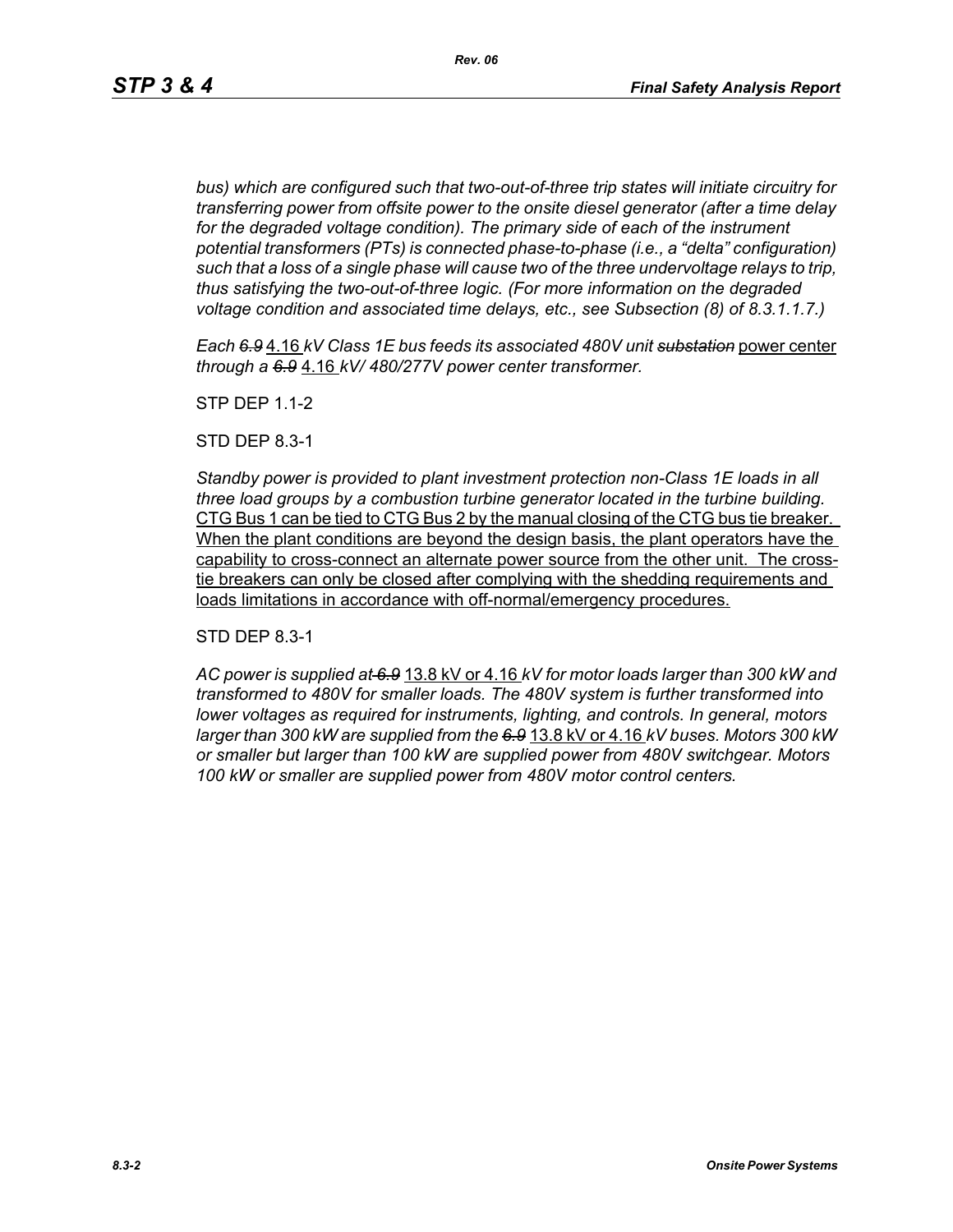*bus) which are configured such that two-out-of-three trip states will initiate circuitry for transferring power from offsite power to the onsite diesel generator (after a time delay for the degraded voltage condition). The primary side of each of the instrument potential transformers (PTs) is connected phase-to-phase (i.e., a "delta" configuration) such that a loss of a single phase will cause two of the three undervoltage relays to trip, thus satisfying the two-out-of-three logic. (For more information on the degraded voltage condition and associated time delays, etc., see Subsection (8) of 8.3.1.1.7.)*

*Each ~~6.9~~* 4.16 *kV Class 1E bus feeds its associated 480V unit ~~substation~~* power center *through a ~~6.9~~* 4.16 *kV/ 480/277V power center transformer.*

STP DEP 1.1-2

STD DEP 8.3-1

*Standby power is provided to plant investment protection non-Class 1E loads in all three load groups by a combustion turbine generator located in the turbine building.* CTG Bus 1 can be tied to CTG Bus 2 by the manual closing of the CTG bus tie breaker. When the plant conditions are beyond the design basis, the plant operators have the capability to cross-connect an alternate power source from the other unit. The cross-tie breakers can only be closed after complying with the shedding requirements and loads limitations in accordance with off-normal/emergency procedures.

STD DEP 8.3-1

*AC power is supplied at ~~6.9~~* 13.8 kV or 4.16 *kV for motor loads larger than 300 kW and transformed to 480V for smaller loads. The 480V system is further transformed into lower voltages as required for instruments, lighting, and controls. In general, motors larger than 300 kW are supplied from the ~~6.9~~* 13.8 kV or 4.16 *kV buses. Motors 300 kW or smaller but larger than 100 kW are supplied power from 480V switchgear. Motors 100 kW or smaller are supplied power from 480V motor control centers.*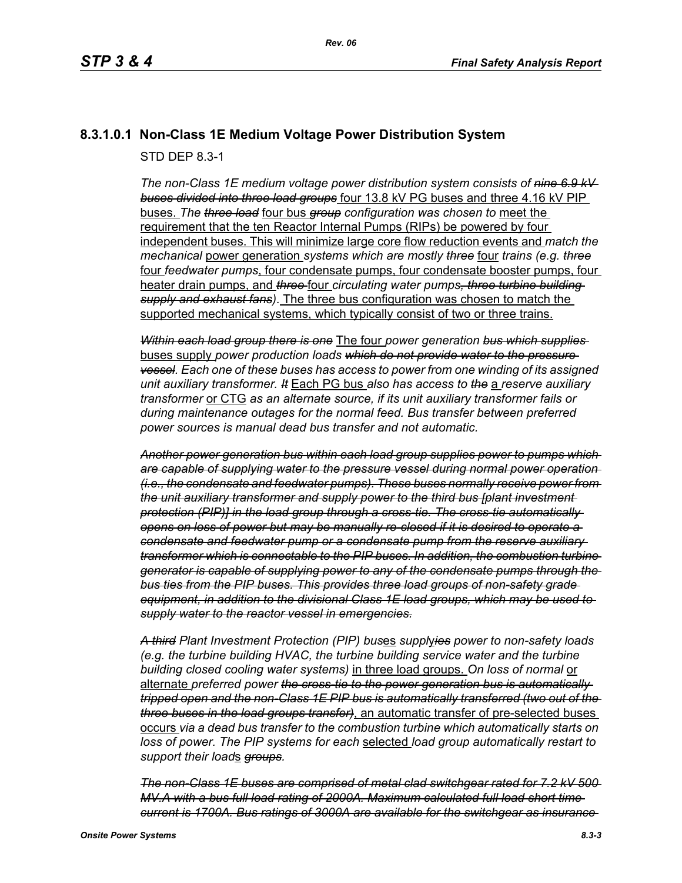### 8.3.1.0.1 Non-Class 1E Medium Voltage Power Distribution System

STD DEP 8.3-1

*The non-Class 1E medium voltage power distribution system consists of* ~~*nine 6.9 kV buses divided into three load groups*~~ four 13.8 kV PG buses and three 4.16 kV PIP buses. *The* ~~*three load*~~ four bus ~~*group*~~ *configuration was chosen to* meet the requirement that the ten Reactor Internal Pumps (RIPs) be powered by four independent buses. This will minimize large core flow reduction events and *match the mechanical* power generation *systems which are mostly* ~~*three*~~ four *trains (e.g.* ~~*three*~~ four *feedwater pumps*, four condensate pumps, four condensate booster pumps, four heater drain pumps, and ~~*three*~~ four *circulating water pumps*~~*, three turbine building supply and exhaust fans*~~*)*. The three bus configuration was chosen to match the supported mechanical systems, which typically consist of two or three trains.

~~*Within each load group there is one*~~ The four *power generation* ~~*bus which supplies*~~ buses supply *power production loads* ~~*which do not provide water to the pressure vessel*~~*. Each one of these buses has access to power from one winding of its assigned unit auxiliary transformer.* ~~*It*~~ Each PG bus *also has access to* ~~*the*~~ a *reserve auxiliary transformer* or CTG *as an alternate source, if its unit auxiliary transformer fails or during maintenance outages for the normal feed. Bus transfer between preferred power sources is manual dead bus transfer and not automatic.*

~~*Another power generation bus within each load group supplies power to pumps which are capable of supplying water to the pressure vessel during normal power operation (i.e., the condensate and feedwater pumps). These buses normally receive power from the unit auxiliary transformer and supply power to the third bus [plant investment protection (PIP)] in the load group through a cross-tie. The cross-tie automatically opens on loss of power but may be manually re-closed if it is desired to operate a condensate and feedwater pump or a condensate pump from the reserve auxiliary transformer which is connectable to the PIP buses. In addition, the combustion turbine generator is capable of supplying power to any of the condensate pumps through the bus ties from the PIP buses. This provides three load groups of non-safety grade equipment, in addition to the divisional Class 1E load groups, which may be used to supply water to the reactor vessel in emergencies.*~~

~~*A third*~~ *Plant Investment Protection (PIP) bus*es *suppl*y~~*ies*~~ *power to non-safety loads (e.g. the turbine building HVAC, the turbine building service water and the turbine building closed cooling water systems)* in three load groups. *On loss of normal* or alternate *preferred power* ~~*the cross-tie to the power generation bus is automatically tripped open and the non-Class 1E PIP bus is automatically transferred (two out of the three buses in the load groups transfer)*~~, an automatic transfer of pre-selected buses occurs *via a dead bus transfer to the combustion turbine which automatically starts on loss of power. The PIP systems for each* selected *load group automatically restart to support their load*s ~~*groups*~~*.*

~~*The non-Class 1E buses are comprised of metal clad switchgear rated for 7.2 kV 500 MV.A with a bus full load rating of 2000A. Maximum calculated full load short time current is 1700A. Bus ratings of 3000A are available for the switchgear as insurance*~~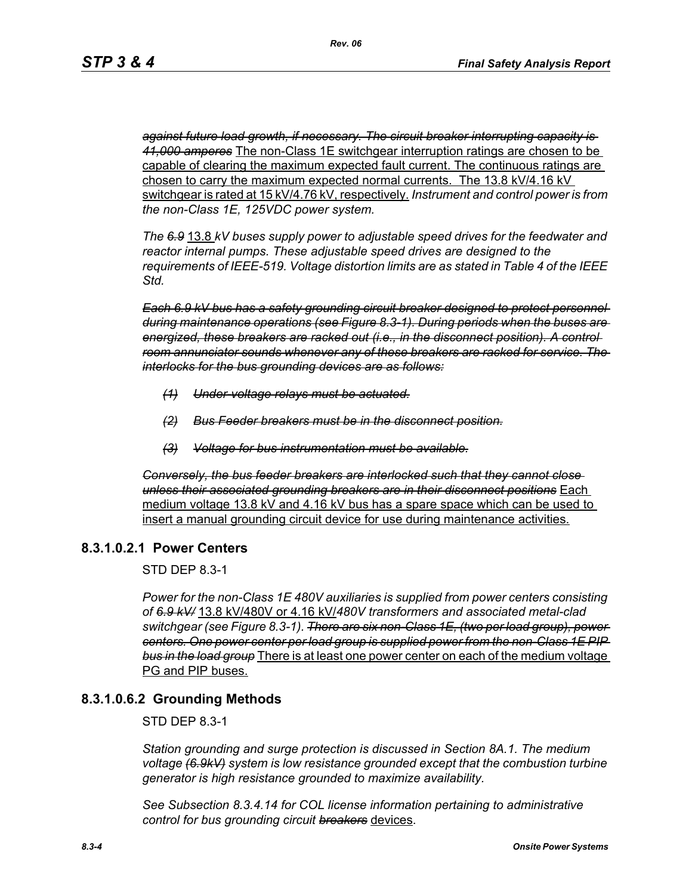*~~against future load growth, if necessary. The circuit breaker interrupting capacity is 41,000 amperes~~* <u>The non-Class 1E switchgear interruption ratings are chosen to be capable of clearing the maximum expected fault current. The continuous ratings are chosen to carry the maximum expected normal currents. The 13.8 kV/4.16 kV switchgear is rated at 15 kV/4.76 kV, respectively.</u> *Instrument and control power is from the non-Class 1E, 125VDC power system.*

*The ~~6.9~~* <u>13.8</u> *kV buses supply power to adjustable speed drives for the feedwater and reactor internal pumps. These adjustable speed drives are designed to the requirements of IEEE-519. Voltage distortion limits are as stated in Table 4 of the IEEE Std.*

*~~Each 6.9 kV bus has a safety grounding circuit breaker designed to protect personnel during maintenance operations (see Figure 8.3-1). During periods when the buses are energized, these breakers are racked out (i.e., in the disconnect position). A control room annunciator sounds whenever any of these breakers are racked for service. The interlocks for the bus grounding devices are as follows:~~*

- *~~(1) Under-voltage relays must be actuated.~~*
- *~~(2) Bus Feeder breakers must be in the disconnect position.~~*
- *~~(3) Voltage for bus instrumentation must be available.~~*

*~~Conversely, the bus feeder breakers are interlocked such that they cannot close unless their associated grounding breakers are in their disconnect positions~~* <u>Each medium voltage 13.8 kV and 4.16 kV bus has a spare space which can be used to insert a manual grounding circuit device for use during maintenance activities.</u>

### 8.3.1.0.2.1 Power Centers

STD DEP 8.3-1

*Power for the non-Class 1E 480V auxiliaries is supplied from power centers consisting of ~~6.9 kV/~~* <u>13.8 kV/480V or 4.16 kV/</u>*480V transformers and associated metal-clad switchgear (see Figure 8.3-1). ~~There are six non-Class 1E, (two per load group), power centers. One power center per load group is supplied power from the non-Class 1E PIP bus in the load group~~* <u>There is at least one power center on each of the medium voltage PG and PIP buses.</u>

### 8.3.1.0.6.2 Grounding Methods

STD DEP 8.3-1

*Station grounding and surge protection is discussed in Section 8A.1. The medium voltage ~~(6.9kV)~~ system is low resistance grounded except that the combustion turbine generator is high resistance grounded to maximize availability.*

*See Subsection 8.3.4.14 for COL license information pertaining to administrative control for bus grounding circuit ~~breakers~~* <u>devices</u>.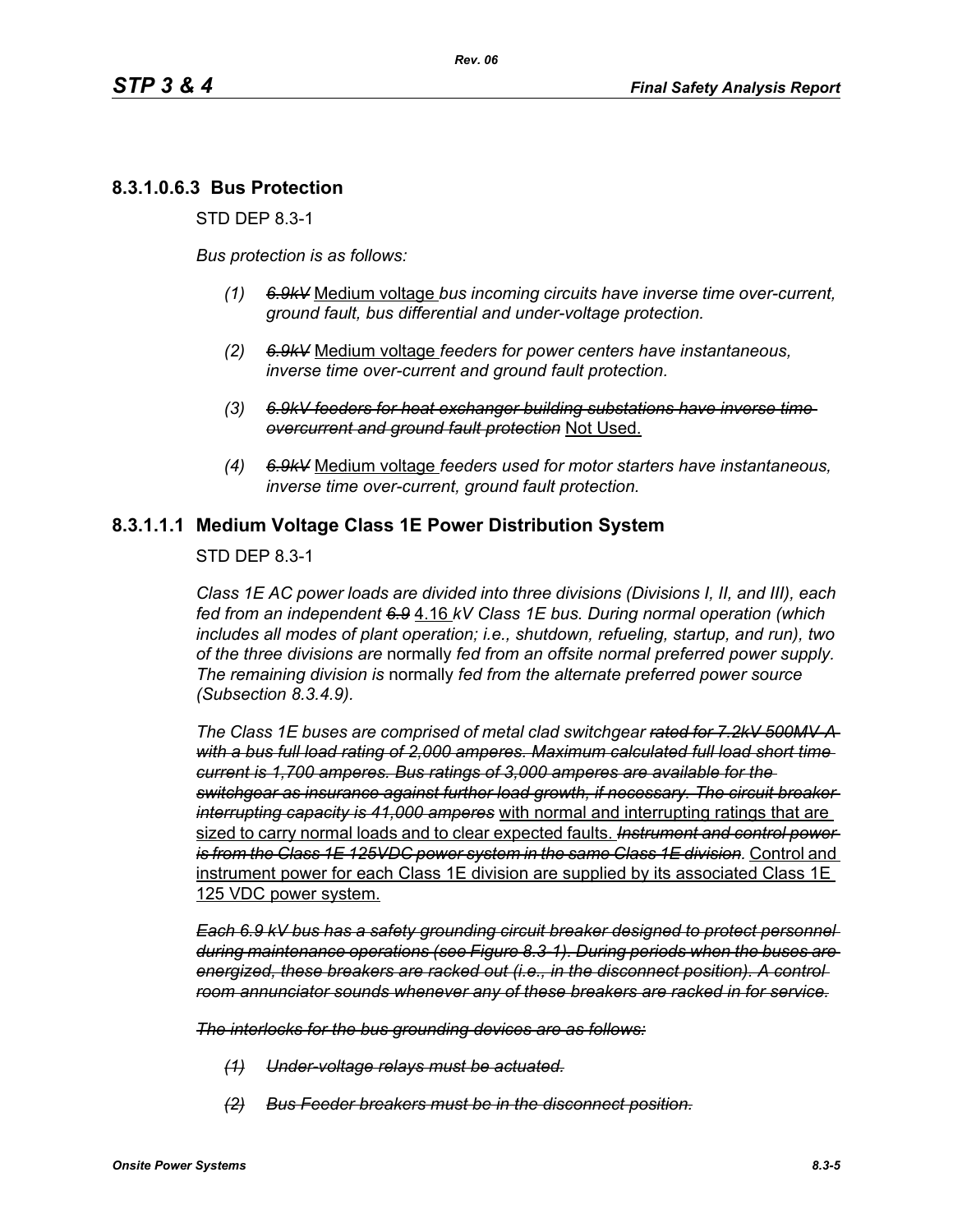### 8.3.1.0.6.3 Bus Protection

STD DEP 8.3-1

*Bus protection is as follows:*

*(1)* ~~*6.9kV*~~ Medium voltage *bus incoming circuits have inverse time over-current, ground fault, bus differential and under-voltage protection.*

*(2)* ~~*6.9kV*~~ Medium voltage *feeders for power centers have instantaneous, inverse time over-current and ground fault protection.*

*(3)* ~~*6.9kV feeders for heat exchanger building substations have inverse time overcurrent and ground fault protection*~~ Not Used.

*(4)* ~~*6.9kV*~~ Medium voltage *feeders used for motor starters have instantaneous, inverse time over-current, ground fault protection.*

## 8.3.1.1.1 Medium Voltage Class 1E Power Distribution System

STD DEP 8.3-1

*Class 1E AC power loads are divided into three divisions (Divisions I, II, and III), each fed from an independent* ~~*6.9*~~ 4.16 *kV Class 1E bus. During normal operation (which includes all modes of plant operation; i.e., shutdown, refueling, startup, and run), two of the three divisions are* normally *fed from an offsite normal preferred power supply. The remaining division is* normally *fed from the alternate preferred power source (Subsection 8.3.4.9).*

*The Class 1E buses are comprised of metal clad switchgear* ~~*rated for 7.2kV 500MV-A with a bus full load rating of 2,000 amperes. Maximum calculated full load short time current is 1,700 amperes. Bus ratings of 3,000 amperes are available for the switchgear as insurance against further load growth, if necessary. The circuit breaker interrupting capacity is 41,000 amperes*~~ with normal and interrupting ratings that are sized to carry normal loads and to clear expected faults. ~~*Instrument and control power is from the Class 1E 125VDC power system in the same Class 1E division.*~~ Control and instrument power for each Class 1E division are supplied by its associated Class 1E 125 VDC power system.

~~*Each 6.9 kV bus has a safety grounding circuit breaker designed to protect personnel during maintenance operations (see Figure 8.3-1). During periods when the buses are energized, these breakers are racked out (i.e., in the disconnect position). A control room annunciator sounds whenever any of these breakers are racked in for service.*~~

~~*The interlocks for the bus grounding devices are as follows:*~~

~~*(1) Under-voltage relays must be actuated.*~~

~~*(2) Bus Feeder breakers must be in the disconnect position.*~~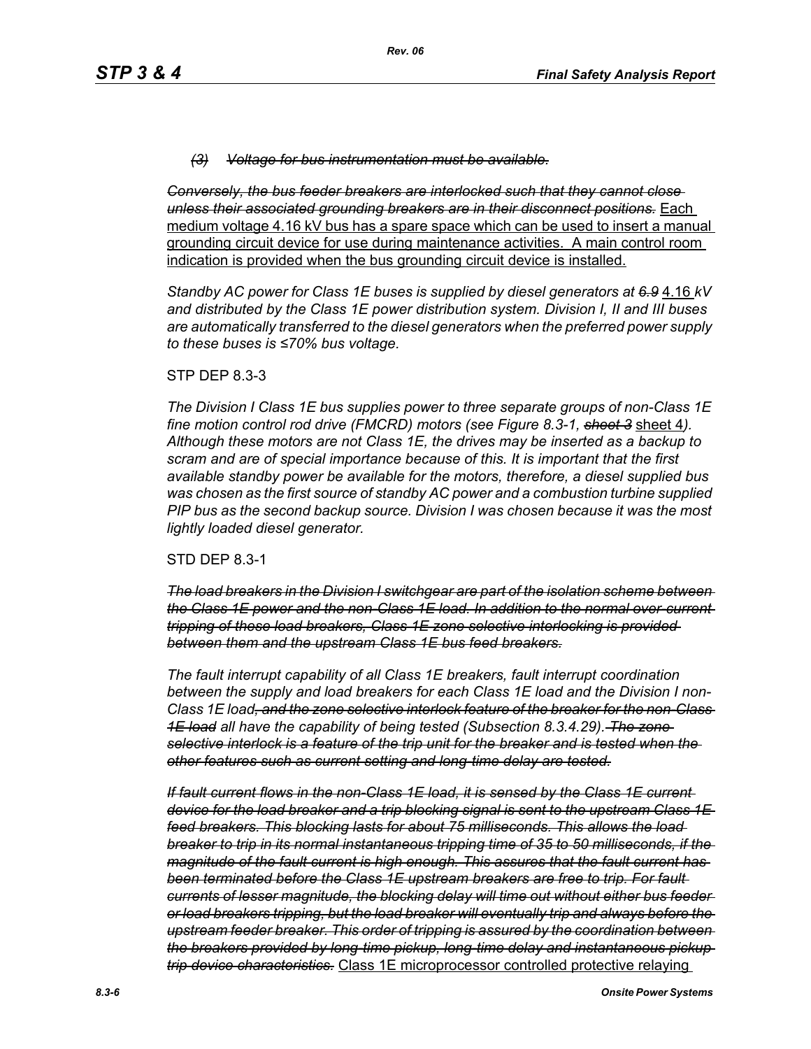*~~(3) Voltage for bus instrumentation must be available.~~*

*~~Conversely, the bus feeder breakers are interlocked such that they cannot close unless their associated grounding breakers are in their disconnect positions.~~* <u>Each medium voltage 4.16 kV bus has a spare space which can be used to insert a manual grounding circuit device for use during maintenance activities. A main control room indication is provided when the bus grounding circuit device is installed.</u>

*Standby AC power for Class 1E buses is supplied by diesel generators at ~~6.9~~* <u>4.16</u> *kV and distributed by the Class 1E power distribution system. Division I, II and III buses are automatically transferred to the diesel generators when the preferred power supply to these buses is ≤70% bus voltage.*

STP DEP 8.3-3

*The Division I Class 1E bus supplies power to three separate groups of non-Class 1E fine motion control rod drive (FMCRD) motors (see Figure 8.3-1, ~~sheet 3~~* <u>sheet 4</u>*). Although these motors are not Class 1E, the drives may be inserted as a backup to scram and are of special importance because of this. It is important that the first available standby power be available for the motors, therefore, a diesel supplied bus was chosen as the first source of standby AC power and a combustion turbine supplied PIP bus as the second backup source. Division I was chosen because it was the most lightly loaded diesel generator.*

STD DEP 8.3-1

*~~The load breakers in the Division I switchgear are part of the isolation scheme between the Class 1E power and the non-Class 1E load. In addition to the normal over-current tripping of these load breakers, Class 1E zone selective interlocking is provided between them and the upstream Class 1E bus feed breakers.~~*

*The fault interrupt capability of all Class 1E breakers, fault interrupt coordination between the supply and load breakers for each Class 1E load and the Division I non-Class 1E load~~, and the zone selective interlock feature of the breaker for the non-Class 1E load~~ all have the capability of being tested (Subsection 8.3.4.29).~~The zone selective interlock is a feature of the trip unit for the breaker and is tested when the other features such as current setting and long-time delay are tested.~~*

*~~If fault current flows in the non-Class 1E load, it is sensed by the Class 1E current device for the load breaker and a trip blocking signal is sent to the upstream Class 1E feed breakers. This blocking lasts for about 75 milliseconds. This allows the load breaker to trip in its normal instantaneous tripping time of 35 to 50 milliseconds, if the magnitude of the fault current is high enough. This assures that the fault current has been terminated before the Class 1E upstream breakers are free to trip. For fault currents of lesser magnitude, the blocking delay will time out without either bus feeder or load breakers tripping, but the load breaker will eventually trip and always before the upstream feeder breaker. This order of tripping is assured by the coordination between the breakers provided by long-time pickup, long-time delay and instantaneous pickup trip device characteristics.~~* <u>Class 1E microprocessor controlled protective relaying</u>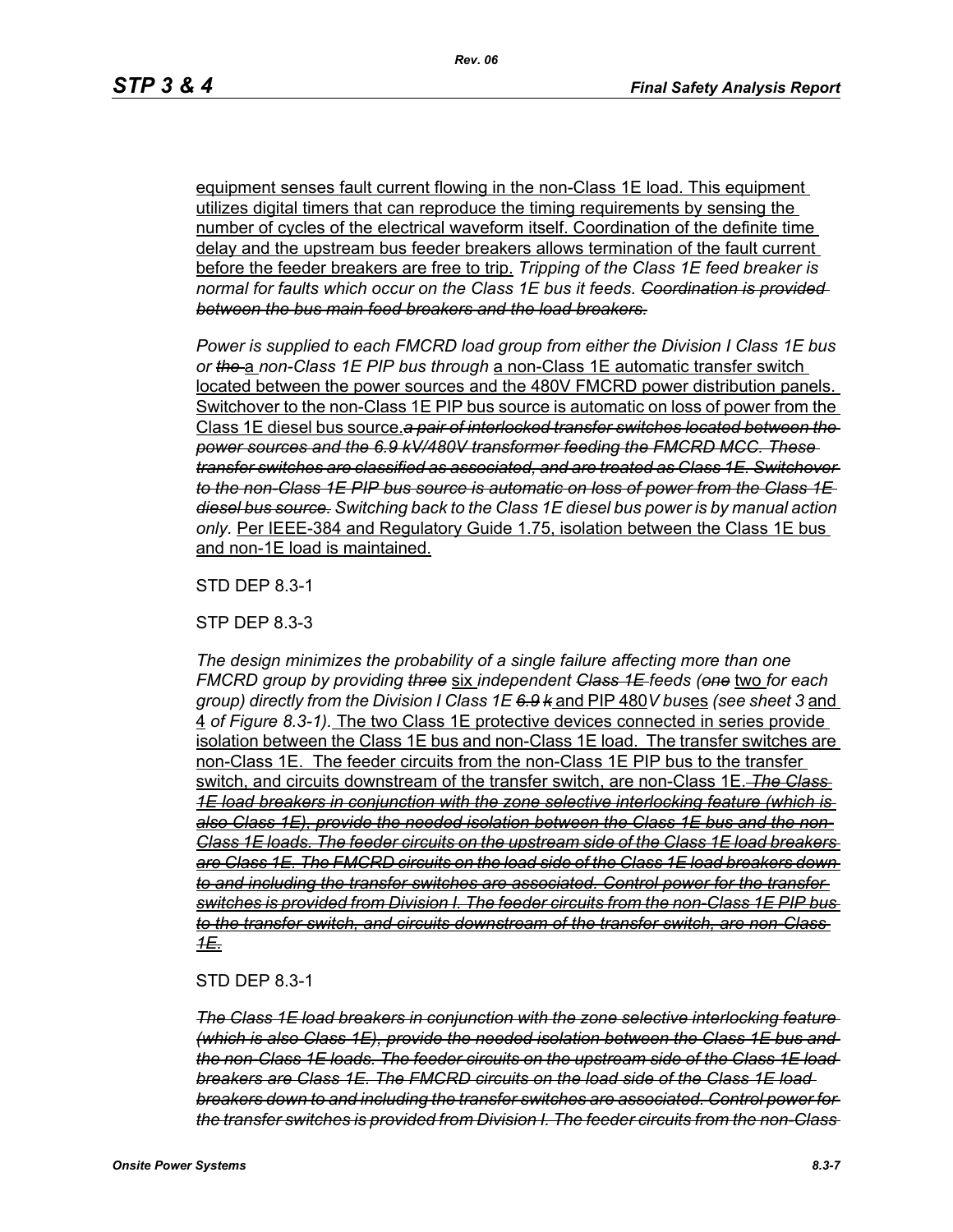equipment senses fault current flowing in the non-Class 1E load. This equipment utilizes digital timers that can reproduce the timing requirements by sensing the number of cycles of the electrical waveform itself. Coordination of the definite time delay and the upstream bus feeder breakers allows termination of the fault current before the feeder breakers are free to trip. *Tripping of the Class 1E feed breaker is normal for faults which occur on the Class 1E bus it feeds.* ~~*Coordination is provided between the bus main feed breakers and the load breakers.*~~

*Power is supplied to each FMCRD load group from either the Division I Class 1E bus or* ~~*the*~~ a *non-Class 1E PIP bus through* a non-Class 1E automatic transfer switch located between the power sources and the 480V FMCRD power distribution panels. Switchover to the non-Class 1E PIP bus source is automatic on loss of power from the Class 1E diesel bus source.~~*a pair of interlocked transfer switches located between the power sources and the 6.9 kV/480V transformer feeding the FMCRD MCC. These transfer switches are classified as associated, and are treated as Class 1E. Switchover to the non-Class 1E PIP bus source is automatic on loss of power from the Class 1E diesel bus source.*~~ *Switching back to the Class 1E diesel bus power is by manual action only.* Per IEEE-384 and Regulatory Guide 1.75, isolation between the Class 1E bus and non-1E load is maintained.

STD DEP 8.3-1

STP DEP 8.3-3

*The design minimizes the probability of a single failure affecting more than one FMCRD group by providing* ~~*three*~~ six *independent* ~~*Class 1E*~~ *feeds (*~~*one*~~ two *for each group) directly from the Division I Class 1E* ~~*6.9 k*~~ and PIP 480*V bus*es *(see sheet 3* and 4 *of Figure 8.3-1).* The two Class 1E protective devices connected in series provide isolation between the Class 1E bus and non-Class 1E load. The transfer switches are non-Class 1E. The feeder circuits from the non-Class 1E PIP bus to the transfer switch, and circuits downstream of the transfer switch, are non-Class 1E. ~~*The Class 1E load breakers in conjunction with the zone selective interlocking feature (which is also Class 1E), provide the needed isolation between the Class 1E bus and the non-Class 1E loads. The feeder circuits on the upstream side of the Class 1E load breakers are Class 1E. The FMCRD circuits on the load side of the Class 1E load breakers down to and including the transfer switches are associated. Control power for the transfer switches is provided from Division I. The feeder circuits from the non-Class 1E PIP bus to the transfer switch, and circuits downstream of the transfer switch, are non-Class 1E.*~~

STD DEP 8.3-1

~~*The Class 1E load breakers in conjunction with the zone selective interlocking feature (which is also Class 1E), provide the needed isolation between the Class 1E bus and the non-Class 1E loads. The feeder circuits on the upstream side of the Class 1E load breakers are Class 1E. The FMCRD circuits on the load side of the Class 1E load breakers down to and including the transfer switches are associated. Control power for the transfer switches is provided from Division I. The feeder circuits from the non-Class*~~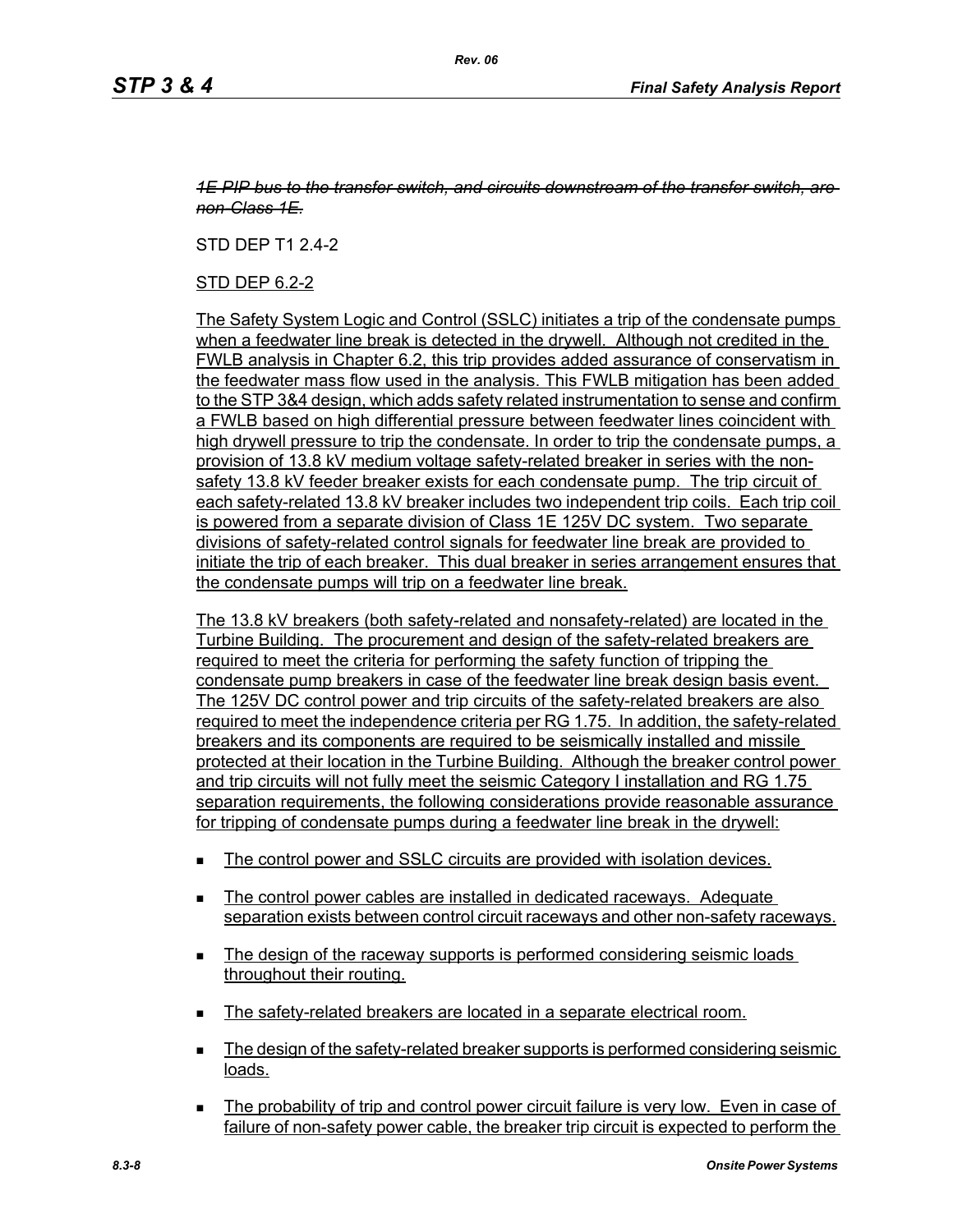~~*1E PIP bus to the transfer switch, and circuits downstream of the transfer switch, are non-Class 1E.*~~

STD DEP T1 2.4-2

<u>STD DEP 6.2-2</u>

<u>The Safety System Logic and Control (SSLC) initiates a trip of the condensate pumps when a feedwater line break is detected in the drywell. Although not credited in the FWLB analysis in Chapter 6.2, this trip provides added assurance of conservatism in the feedwater mass flow used in the analysis. This FWLB mitigation has been added to the STP 3&4 design, which adds safety related instrumentation to sense and confirm a FWLB based on high differential pressure between feedwater lines coincident with high drywell pressure to trip the condensate. In order to trip the condensate pumps, a provision of 13.8 kV medium voltage safety-related breaker in series with the non-safety 13.8 kV feeder breaker exists for each condensate pump. The trip circuit of each safety-related 13.8 kV breaker includes two independent trip coils. Each trip coil is powered from a separate division of Class 1E 125V DC system. Two separate divisions of safety-related control signals for feedwater line break are provided to initiate the trip of each breaker. This dual breaker in series arrangement ensures that the condensate pumps will trip on a feedwater line break.</u>

<u>The 13.8 kV breakers (both safety-related and nonsafety-related) are located in the Turbine Building. The procurement and design of the safety-related breakers are required to meet the criteria for performing the safety function of tripping the condensate pump breakers in case of the feedwater line break design basis event. The 125V DC control power and trip circuits of the safety-related breakers are also required to meet the independence criteria per RG 1.75. In addition, the safety-related breakers and its components are required to be seismically installed and missile protected at their location in the Turbine Building. Although the breaker control power and trip circuits will not fully meet the seismic Category I installation and RG 1.75 separation requirements, the following considerations provide reasonable assurance for tripping of condensate pumps during a feedwater line break in the drywell:</u>

- <u>The control power and SSLC circuits are provided with isolation devices.</u>
- <u>The control power cables are installed in dedicated raceways. Adequate separation exists between control circuit raceways and other non-safety raceways.</u>
- <u>The design of the raceway supports is performed considering seismic loads throughout their routing.</u>
- <u>The safety-related breakers are located in a separate electrical room.</u>
- <u>The design of the safety-related breaker supports is performed considering seismic loads.</u>
- <u>The probability of trip and control power circuit failure is very low. Even in case of failure of non-safety power cable, the breaker trip circuit is expected to perform the</u>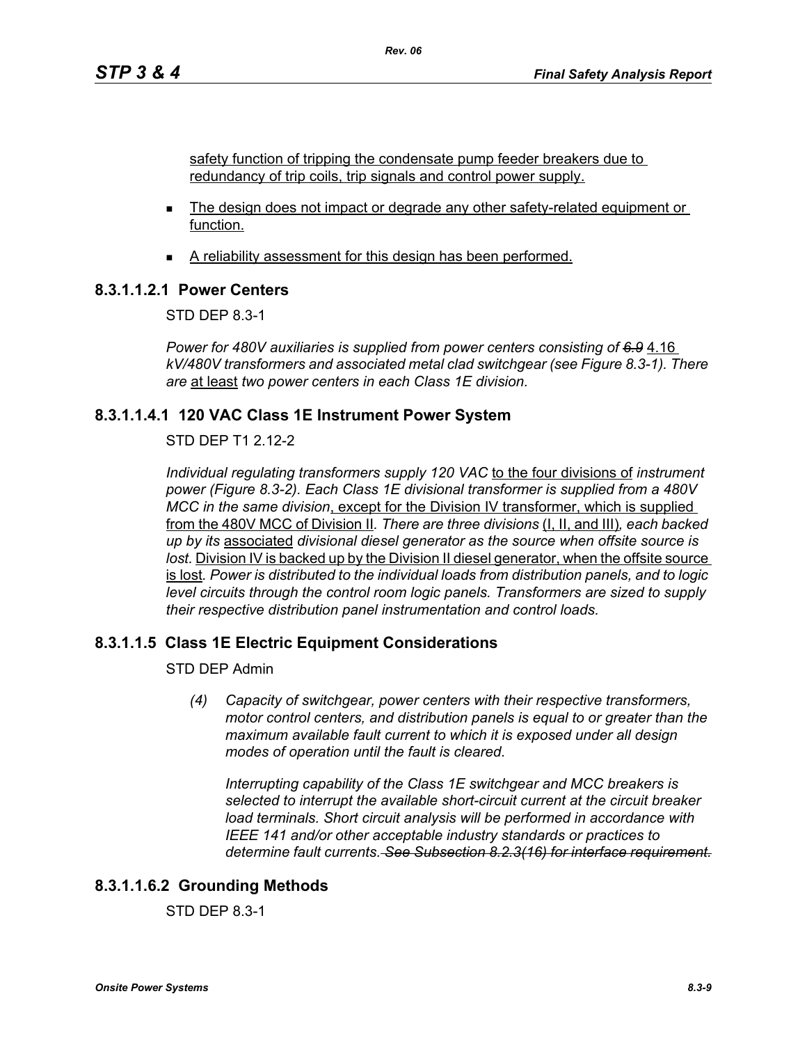safety function of tripping the condensate pump feeder breakers due to redundancy of trip coils, trip signals and control power supply.

- The design does not impact or degrade any other safety-related equipment or function.
- A reliability assessment for this design has been performed.

### 8.3.1.1.2.1 Power Centers

STD DEP 8.3-1

*Power for 480V auxiliaries is supplied from power centers consisting of ~~6.9~~* 4.16 *kV/480V transformers and associated metal clad switchgear (see Figure 8.3-1). There are* at least *two power centers in each Class 1E division.*

### 8.3.1.1.4.1 120 VAC Class 1E Instrument Power System

STD DEP T1 2.12-2

*Individual regulating transformers supply 120 VAC* to the four divisions of *instrument power (Figure 8.3-2). Each Class 1E divisional transformer is supplied from a 480V MCC in the same division*, except for the Division IV transformer, which is supplied from the 480V MCC of Division II*. There are three divisions* (I, II, and III)*, each backed up by its* associated *divisional diesel generator as the source when offsite source is lost.* Division IV is backed up by the Division II diesel generator, when the offsite source is lost*. Power is distributed to the individual loads from distribution panels, and to logic level circuits through the control room logic panels. Transformers are sized to supply their respective distribution panel instrumentation and control loads.*

### 8.3.1.1.5 Class 1E Electric Equipment Considerations

STD DEP Admin

*(4) Capacity of switchgear, power centers with their respective transformers, motor control centers, and distribution panels is equal to or greater than the maximum available fault current to which it is exposed under all design modes of operation until the fault is cleared.*

*Interrupting capability of the Class 1E switchgear and MCC breakers is selected to interrupt the available short-circuit current at the circuit breaker load terminals. Short circuit analysis will be performed in accordance with IEEE 141 and/or other acceptable industry standards or practices to determine fault currents. ~~See Subsection 8.2.3(16) for interface requirement.~~*

### 8.3.1.1.6.2 Grounding Methods

STD DEP 8.3-1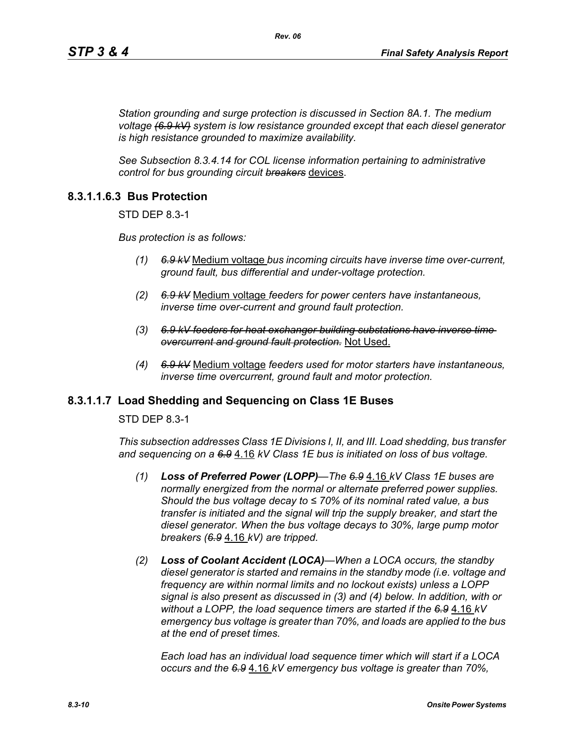*Station grounding and surge protection is discussed in Section 8A.1. The medium voltage ~~(6.9 kV)~~ system is low resistance grounded except that each diesel generator is high resistance grounded to maximize availability.*

*See Subsection 8.3.4.14 for COL license information pertaining to administrative control for bus grounding circuit ~~breakers~~* <u>devices</u>.

### 8.3.1.1.6.3 Bus Protection

STD DEP 8.3-1

*Bus protection is as follows:*

*(1) ~~6.9 kV~~* <u>Medium voltage</u> *bus incoming circuits have inverse time over-current, ground fault, bus differential and under-voltage protection.*

*(2) ~~6.9 kV~~* <u>Medium voltage</u> *feeders for power centers have instantaneous, inverse time over-current and ground fault protection.*

*(3) ~~6.9 kV feeders for heat exchanger building substations have inverse time overcurrent and ground fault protection.~~* <u>Not Used.</u>

*(4) ~~6.9 kV~~* <u>Medium voltage</u> *feeders used for motor starters have instantaneous, inverse time overcurrent, ground fault and motor protection.*

## 8.3.1.1.7 Load Shedding and Sequencing on Class 1E Buses

STD DEP 8.3-1

*This subsection addresses Class 1E Divisions I, II, and III. Load shedding, bus transfer and sequencing on a ~~6.9~~* <u>4.16</u> *kV Class 1E bus is initiated on loss of bus voltage.*

*(1) **Loss of Preferred Power (LOPP)**—The ~~6.9~~* <u>4.16</u> *kV Class 1E buses are normally energized from the normal or alternate preferred power supplies. Should the bus voltage decay to ≤ 70% of its nominal rated value, a bus transfer is initiated and the signal will trip the supply breaker, and start the diesel generator. When the bus voltage decays to 30%, large pump motor breakers (~~6.9~~* <u>4.16</u> *kV) are tripped.*

*(2) **Loss of Coolant Accident (LOCA)**—When a LOCA occurs, the standby diesel generator is started and remains in the standby mode (i.e. voltage and frequency are within normal limits and no lockout exists) unless a LOPP signal is also present as discussed in (3) and (4) below. In addition, with or without a LOPP, the load sequence timers are started if the ~~6.9~~* <u>4.16</u> *kV emergency bus voltage is greater than 70%, and loads are applied to the bus at the end of preset times.*

*Each load has an individual load sequence timer which will start if a LOCA occurs and the ~~6.9~~* <u>4.16</u> *kV emergency bus voltage is greater than 70%,*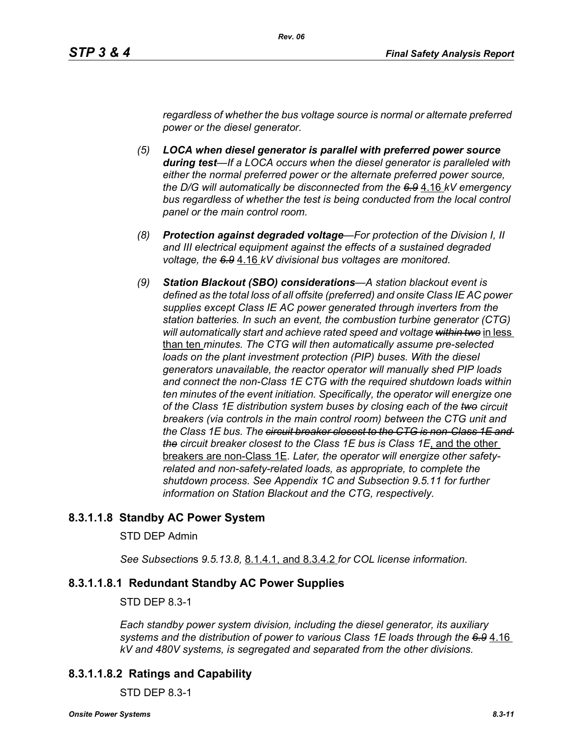*regardless of whether the bus voltage source is normal or alternate preferred power or the diesel generator.*

*(5)* ***LOCA when diesel generator is parallel with preferred power source during test****—If a LOCA occurs when the diesel generator is paralleled with either the normal preferred power or the alternate preferred power source, the D/G will automatically be disconnected from the ~~6.9~~* 4.16 *kV emergency bus regardless of whether the test is being conducted from the local control panel or the main control room.*

*(8)* ***Protection against degraded voltage****—For protection of the Division I, II and III electrical equipment against the effects of a sustained degraded voltage, the ~~6.9~~* 4.16 *kV divisional bus voltages are monitored.*

*(9)* ***Station Blackout (SBO) considerations****—A station blackout event is defined as the total loss of all offsite (preferred) and onsite Class IE AC power supplies except Class IE AC power generated through inverters from the station batteries. In such an event, the combustion turbine generator (CTG) will automatically start and achieve rated speed and voltage ~~within two~~* in less than ten *minutes. The CTG will then automatically assume pre-selected loads on the plant investment protection (PIP) buses. With the diesel generators unavailable, the reactor operator will manually shed PIP loads and connect the non-Class 1E CTG with the required shutdown loads within ten minutes of the event initiation. Specifically, the operator will energize one of the Class 1E distribution system buses by closing each of the ~~two~~ circuit breakers (via controls in the main control room) between the CTG unit and the Class 1E bus. The ~~circuit breaker closest to the CTG is non-Class 1E and the~~ circuit breaker closest to the Class 1E bus is Class 1E*, and the other breakers are non-Class 1E*. Later, the operator will energize other safety-related and non-safety-related loads, as appropriate, to complete the shutdown process. See Appendix 1C and Subsection 9.5.11 for further information on Station Blackout and the CTG, respectively.*

## 8.3.1.1.8 Standby AC Power System

STD DEP Admin

*See Subsection*s *9.5.13.8,* 8.1.4.1, and 8.3.4.2 *for COL license information.*

## 8.3.1.1.8.1 Redundant Standby AC Power Supplies

STD DEP 8.3-1

*Each standby power system division, including the diesel generator, its auxiliary systems and the distribution of power to various Class 1E loads through the ~~6.9~~* 4.16 *kV and 480V systems, is segregated and separated from the other divisions.*

## 8.3.1.1.8.2 Ratings and Capability

STD DEP 8.3-1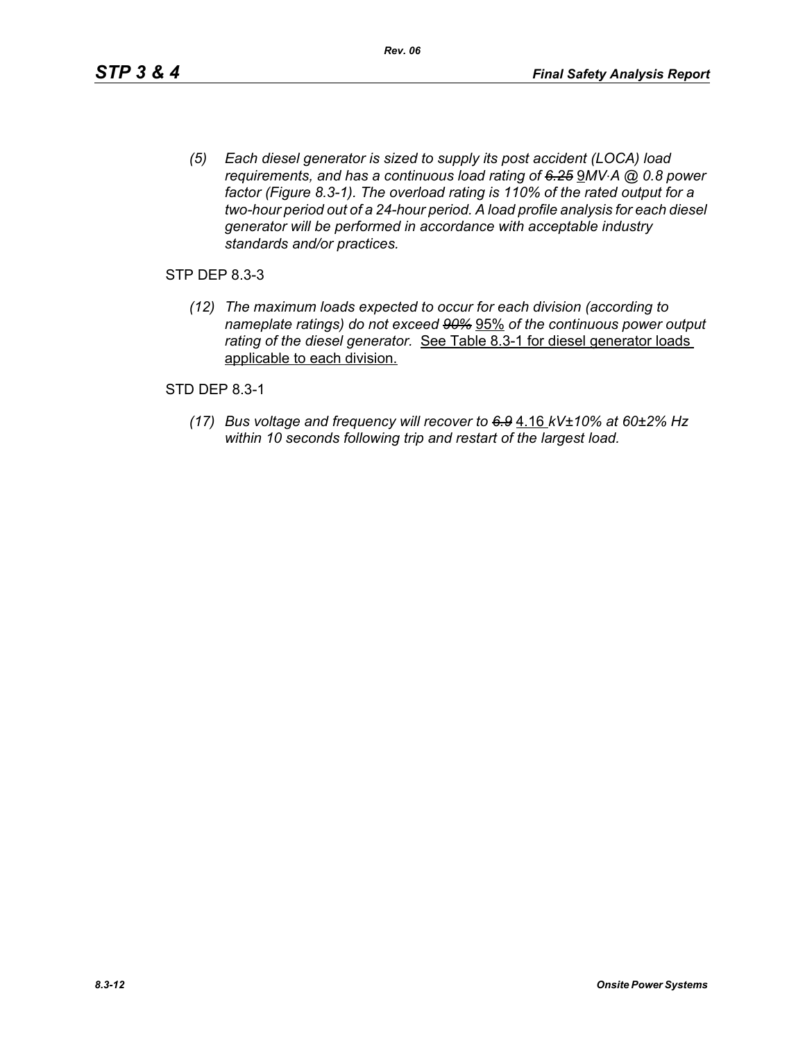*(5) Each diesel generator is sized to supply its post accident (LOCA) load requirements, and has a continuous load rating of ~~6.25~~* <u>9</u>*MV·A @ 0.8 power factor (Figure 8.3-1). The overload rating is 110% of the rated output for a two-hour period out of a 24-hour period. A load profile analysis for each diesel generator will be performed in accordance with acceptable industry standards and/or practices.*

STP DEP 8.3-3

*(12) The maximum loads expected to occur for each division (according to nameplate ratings) do not exceed ~~90%~~* <u>95%</u> *of the continuous power output rating of the diesel generator.* <u>See Table 8.3-1 for diesel generator loads applicable to each division.</u>

STD DEP 8.3-1

*(17) Bus voltage and frequency will recover to ~~6.9~~* <u>4.16</u> *kV±10% at 60±2% Hz within 10 seconds following trip and restart of the largest load.*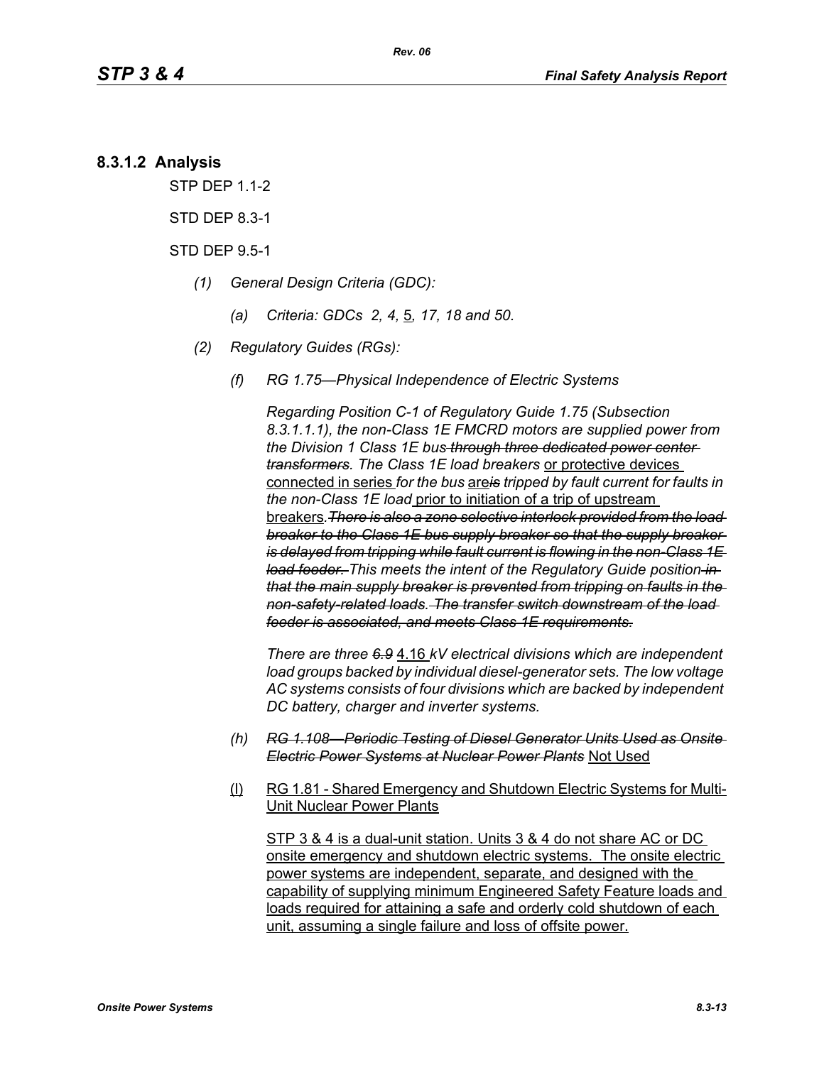## 8.3.1.2 Analysis

STP DEP 1.1-2

STD DEP 8.3-1

STD DEP 9.5-1

*(1) General Design Criteria (GDC):*

*(a) Criteria: GDCs 2, 4,* 5*, 17, 18 and 50.*

*(2) Regulatory Guides (RGs):*

*(f) RG 1.75—Physical Independence of Electric Systems*

*Regarding Position C-1 of Regulatory Guide 1.75 (Subsection 8.3.1.1.1), the non-Class 1E FMCRD motors are supplied power from the Division 1 Class 1E bus ~~through three dedicated power center transformers~~. The Class 1E load breakers* or protective devices connected in series *for the bus* are~~is~~ *tripped by fault current for faults in the non-Class 1E load* prior to initiation of a trip of upstream breakers*. ~~There is also a zone selective interlock provided from the load breaker to the Class 1E bus supply breaker so that the supply breaker is delayed from tripping while fault current is flowing in the non-Class 1E load feeder.~~ This meets the intent of the Regulatory Guide position ~~in that the main supply breaker is prevented from tripping on faults in the non-safety-related loads. The transfer switch downstream of the load feeder is associated, and meets Class 1E requirements.~~*

*There are three ~~6.9~~* 4.16 *kV electrical divisions which are independent load groups backed by individual diesel-generator sets. The low voltage AC systems consists of four divisions which are backed by independent DC battery, charger and inverter systems.*

*(h) ~~RG 1.108—Periodic Testing of Diesel Generator Units Used as Onsite Electric Power Systems at Nuclear Power Plants~~* Not Used

(l) RG 1.81 - Shared Emergency and Shutdown Electric Systems for Multi-Unit Nuclear Power Plants

STP 3 & 4 is a dual-unit station. Units 3 & 4 do not share AC or DC onsite emergency and shutdown electric systems. The onsite electric power systems are independent, separate, and designed with the capability of supplying minimum Engineered Safety Feature loads and loads required for attaining a safe and orderly cold shutdown of each unit, assuming a single failure and loss of offsite power.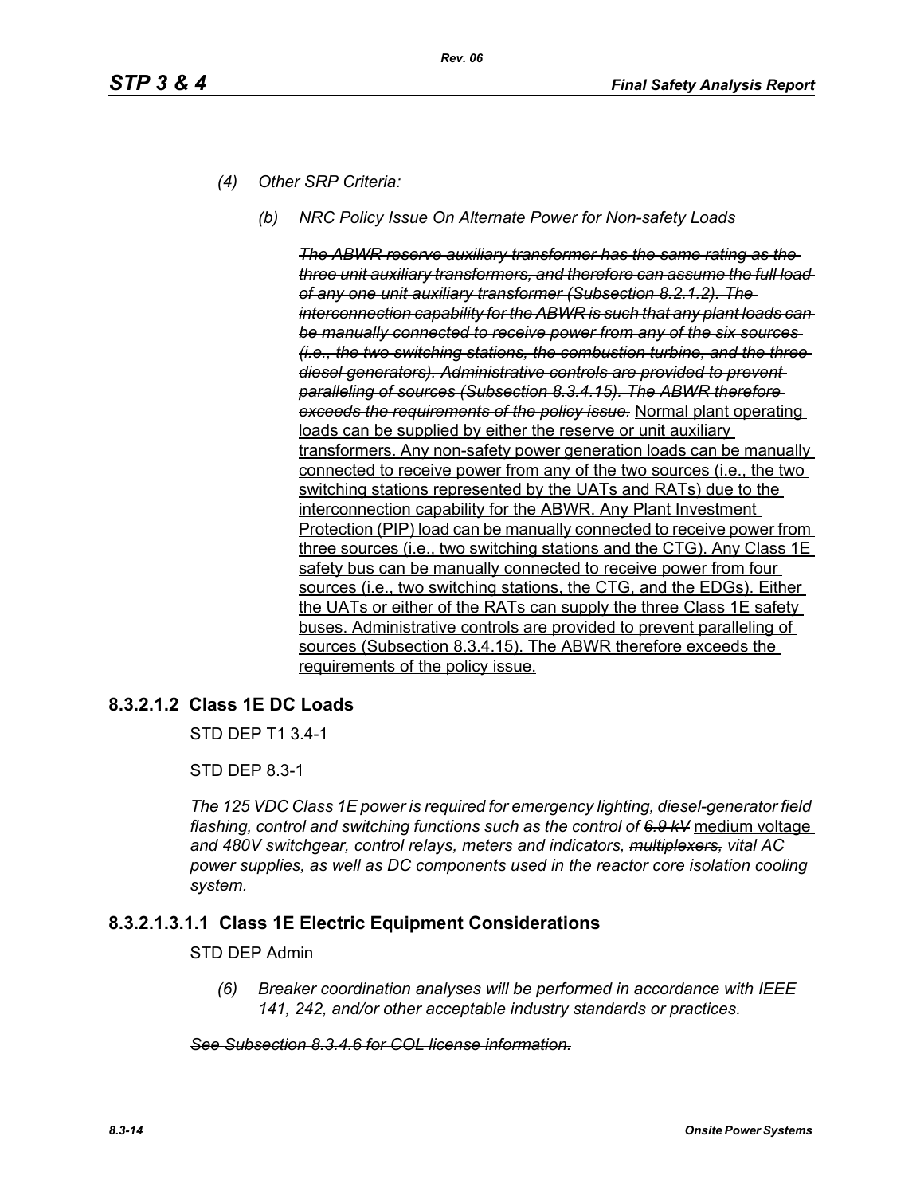*(4) Other SRP Criteria:*

*(b) NRC Policy Issue On Alternate Power for Non-safety Loads*

~~*The ABWR reserve auxiliary transformer has the same rating as the three unit auxiliary transformers, and therefore can assume the full load of any one unit auxiliary transformer (Subsection 8.2.1.2). The interconnection capability for the ABWR is such that any plant loads can be manually connected to receive power from any of the six sources (i.e., the two switching stations, the combustion turbine, and the three diesel generators). Administrative controls are provided to prevent paralleling of sources (Subsection 8.3.4.15). The ABWR therefore exceeds the requirements of the policy issue.*~~ <u>Normal plant operating loads can be supplied by either the reserve or unit auxiliary transformers. Any non-safety power generation loads can be manually connected to receive power from any of the two sources (i.e., the two switching stations represented by the UATs and RATs) due to the interconnection capability for the ABWR. Any Plant Investment Protection (PIP) load can be manually connected to receive power from three sources (i.e., two switching stations and the CTG). Any Class 1E safety bus can be manually connected to receive power from four sources (i.e., two switching stations, the CTG, and the EDGs). Either the UATs or either of the RATs can supply the three Class 1E safety buses. Administrative controls are provided to prevent paralleling of sources (Subsection 8.3.4.15). The ABWR therefore exceeds the requirements of the policy issue.</u>

## 8.3.2.1.2 Class 1E DC Loads

STD DEP T1 3.4-1

STD DEP 8.3-1

*The 125 VDC Class 1E power is required for emergency lighting, diesel-generator field flashing, control and switching functions such as the control of ~~6.9 kV~~* <u>medium voltage</u> *and 480V switchgear, control relays, meters and indicators, ~~multiplexers,~~ vital AC power supplies, as well as DC components used in the reactor core isolation cooling system.*

## 8.3.2.1.3.1.1 Class 1E Electric Equipment Considerations

STD DEP Admin

*(6) Breaker coordination analyses will be performed in accordance with IEEE 141, 242, and/or other acceptable industry standards or practices.*

~~*See Subsection 8.3.4.6 for COL license information.*~~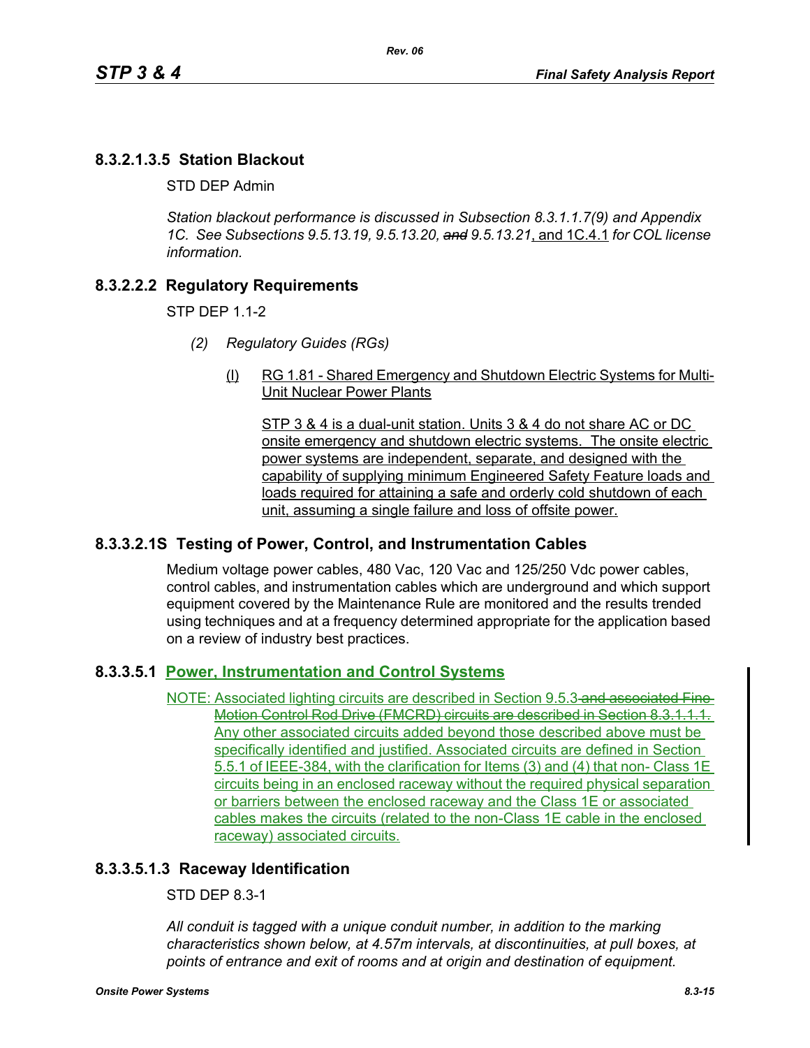## 8.3.2.1.3.5 Station Blackout

STD DEP Admin

*Station blackout performance is discussed in Subsection 8.3.1.1.7(9) and Appendix 1C. See Subsections 9.5.13.19, 9.5.13.20, ~~and~~ 9.5.13.21*, and 1C.4.1 *for COL license information.*

## 8.3.2.2.2 Regulatory Requirements

STP DEP 1.1-2

*(2) Regulatory Guides (RGs)*

(l) RG 1.81 - Shared Emergency and Shutdown Electric Systems for Multi-Unit Nuclear Power Plants

STP 3 & 4 is a dual-unit station. Units 3 & 4 do not share AC or DC onsite emergency and shutdown electric systems. The onsite electric power systems are independent, separate, and designed with the capability of supplying minimum Engineered Safety Feature loads and loads required for attaining a safe and orderly cold shutdown of each unit, assuming a single failure and loss of offsite power.

## 8.3.3.2.1S Testing of Power, Control, and Instrumentation Cables

Medium voltage power cables, 480 Vac, 120 Vac and 125/250 Vdc power cables, control cables, and instrumentation cables which are underground and which support equipment covered by the Maintenance Rule are monitored and the results trended using techniques and at a frequency determined appropriate for the application based on a review of industry best practices.

## 8.3.3.5.1 Power, Instrumentation and Control Systems

NOTE: Associated lighting circuits are described in Section 9.5.3 ~~and associated Fine Motion Control Rod Drive (FMCRD) circuits are described in Section 8.3.1.1.1.~~ Any other associated circuits added beyond those described above must be specifically identified and justified. Associated circuits are defined in Section 5.5.1 of IEEE-384, with the clarification for Items (3) and (4) that non- Class 1E circuits being in an enclosed raceway without the required physical separation or barriers between the enclosed raceway and the Class 1E or associated cables makes the circuits (related to the non-Class 1E cable in the enclosed raceway) associated circuits.

## 8.3.3.5.1.3 Raceway Identification

STD DEP 8.3-1

*All conduit is tagged with a unique conduit number, in addition to the marking characteristics shown below, at 4.57m intervals, at discontinuities, at pull boxes, at points of entrance and exit of rooms and at origin and destination of equipment.*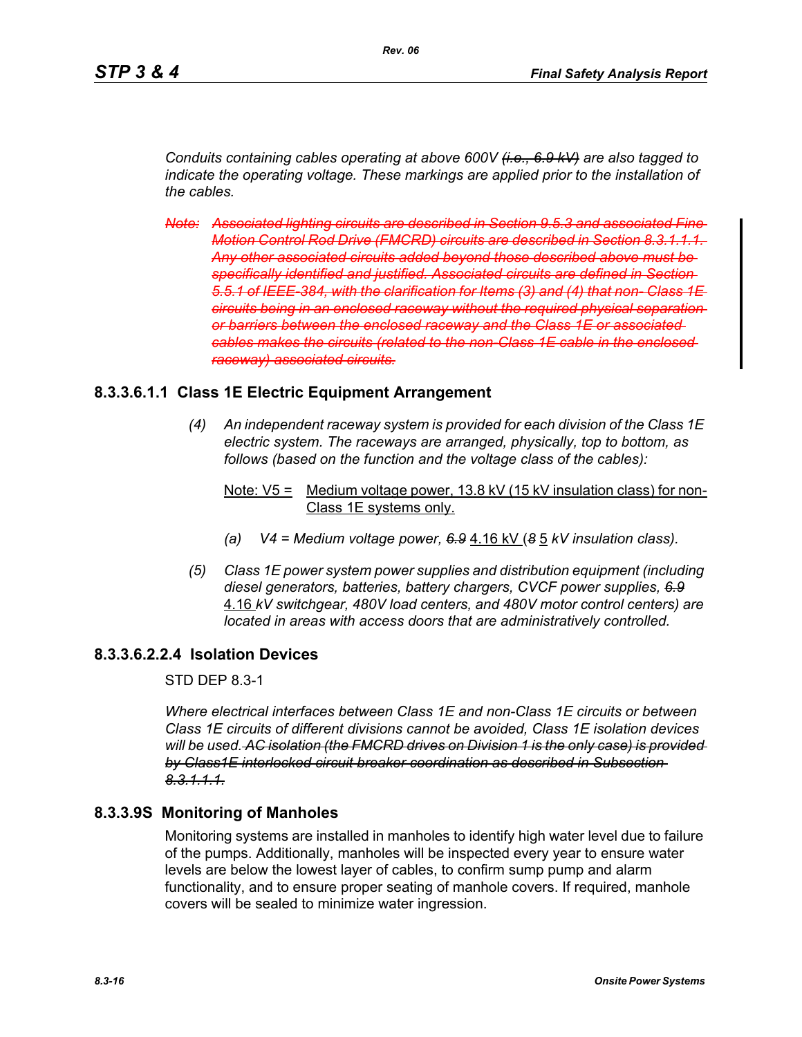*Conduits containing cables operating at above 600V ~~(i.e., 6.9 kV)~~ are also tagged to indicate the operating voltage. These markings are applied prior to the installation of the cables.*

~~*Note: Associated lighting circuits are described in Section 9.5.3 and associated Fine Motion Control Rod Drive (FMCRD) circuits are described in Section 8.3.1.1.1. Any other associated circuits added beyond those described above must be specifically identified and justified. Associated circuits are defined in Section 5.5.1 of IEEE-384, with the clarification for Items (3) and (4) that non- Class 1E circuits being in an enclosed raceway without the required physical separation or barriers between the enclosed raceway and the Class 1E or associated cables makes the circuits (related to the non-Class 1E cable in the enclosed raceway) associated circuits.*~~

## 8.3.3.6.1.1 Class 1E Electric Equipment Arrangement

*(4) An independent raceway system is provided for each division of the Class 1E electric system. The raceways are arranged, physically, top to bottom, as follows (based on the function and the voltage class of the cables):*

<u>Note: V5 = Medium voltage power, 13.8 kV (15 kV insulation class) for non-Class 1E systems only.</u>

*(a) V4 = Medium voltage power, ~~6.9~~* <u>4.16 kV</u> *(~~8~~* <u>5</u> *kV insulation class).*

*(5) Class 1E power system power supplies and distribution equipment (including diesel generators, batteries, battery chargers, CVCF power supplies, ~~6.9~~* <u>4.16</u> *kV switchgear, 480V load centers, and 480V motor control centers) are located in areas with access doors that are administratively controlled.*

## 8.3.3.6.2.2.4 Isolation Devices

STD DEP 8.3-1

*Where electrical interfaces between Class 1E and non-Class 1E circuits or between Class 1E circuits of different divisions cannot be avoided, Class 1E isolation devices will be used. ~~AC isolation (the FMCRD drives on Division 1 is the only case) is provided by Class1E interlocked circuit breaker coordination as described in Subsection 8.3.1.1.1.~~*

## 8.3.3.9S Monitoring of Manholes

Monitoring systems are installed in manholes to identify high water level due to failure of the pumps. Additionally, manholes will be inspected every year to ensure water levels are below the lowest layer of cables, to confirm sump pump and alarm functionality, and to ensure proper seating of manhole covers. If required, manhole covers will be sealed to minimize water ingression.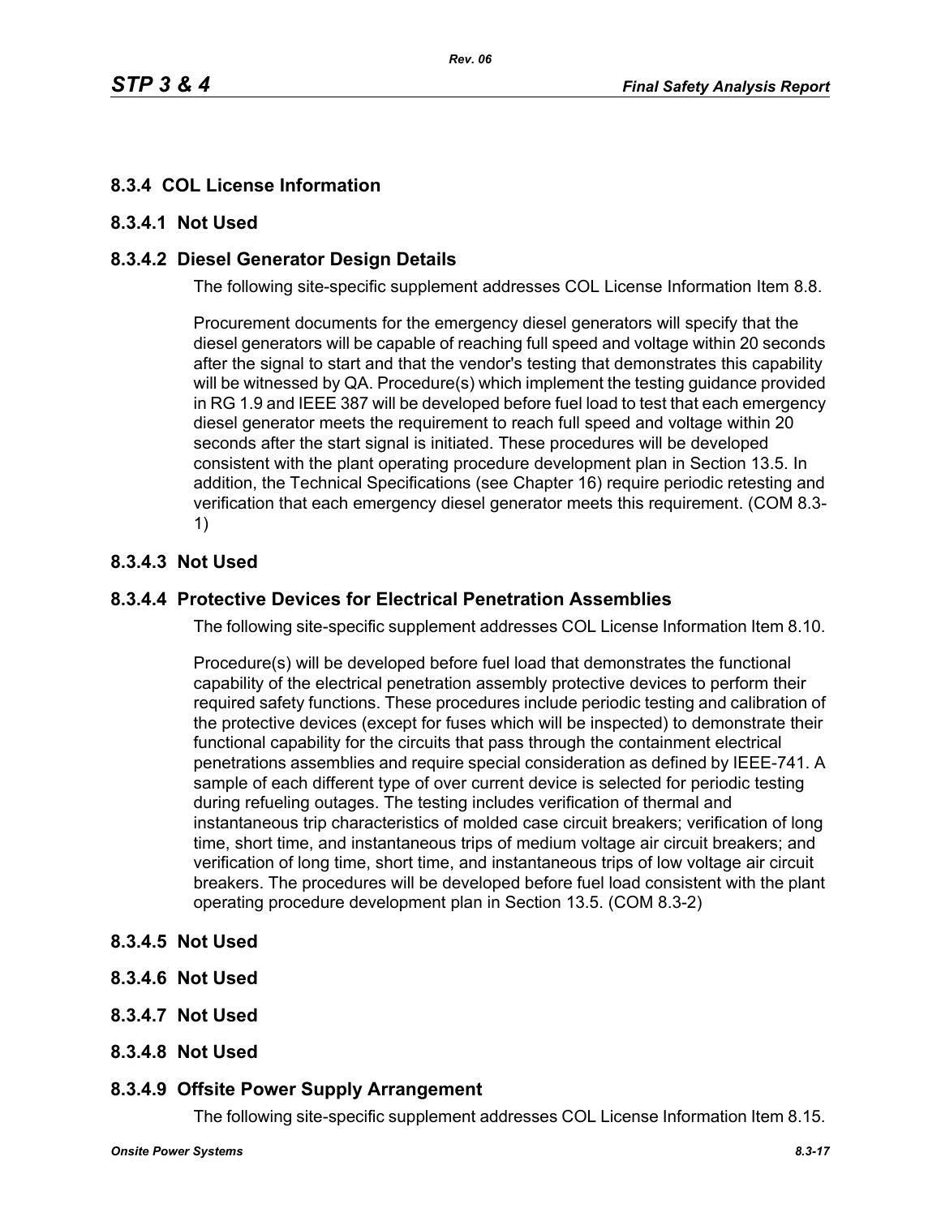## 8.3.4 COL License Information

### 8.3.4.1 Not Used

### 8.3.4.2 Diesel Generator Design Details

The following site-specific supplement addresses COL License Information Item 8.8.

Procurement documents for the emergency diesel generators will specify that the diesel generators will be capable of reaching full speed and voltage within 20 seconds after the signal to start and that the vendor's testing that demonstrates this capability will be witnessed by QA. Procedure(s) which implement the testing guidance provided in RG 1.9 and IEEE 387 will be developed before fuel load to test that each emergency diesel generator meets the requirement to reach full speed and voltage within 20 seconds after the start signal is initiated. These procedures will be developed consistent with the plant operating procedure development plan in Section 13.5. In addition, the Technical Specifications (see Chapter 16) require periodic retesting and verification that each emergency diesel generator meets this requirement. (COM 8.3-1)

### 8.3.4.3 Not Used

### 8.3.4.4 Protective Devices for Electrical Penetration Assemblies

The following site-specific supplement addresses COL License Information Item 8.10.

Procedure(s) will be developed before fuel load that demonstrates the functional capability of the electrical penetration assembly protective devices to perform their required safety functions. These procedures include periodic testing and calibration of the protective devices (except for fuses which will be inspected) to demonstrate their functional capability for the circuits that pass through the containment electrical penetrations assemblies and require special consideration as defined by IEEE-741. A sample of each different type of over current device is selected for periodic testing during refueling outages. The testing includes verification of thermal and instantaneous trip characteristics of molded case circuit breakers; verification of long time, short time, and instantaneous trips of medium voltage air circuit breakers; and verification of long time, short time, and instantaneous trips of low voltage air circuit breakers. The procedures will be developed before fuel load consistent with the plant operating procedure development plan in Section 13.5. (COM 8.3-2)

### 8.3.4.5 Not Used

### 8.3.4.6 Not Used

### 8.3.4.7 Not Used

### 8.3.4.8 Not Used

### 8.3.4.9 Offsite Power Supply Arrangement

The following site-specific supplement addresses COL License Information Item 8.15.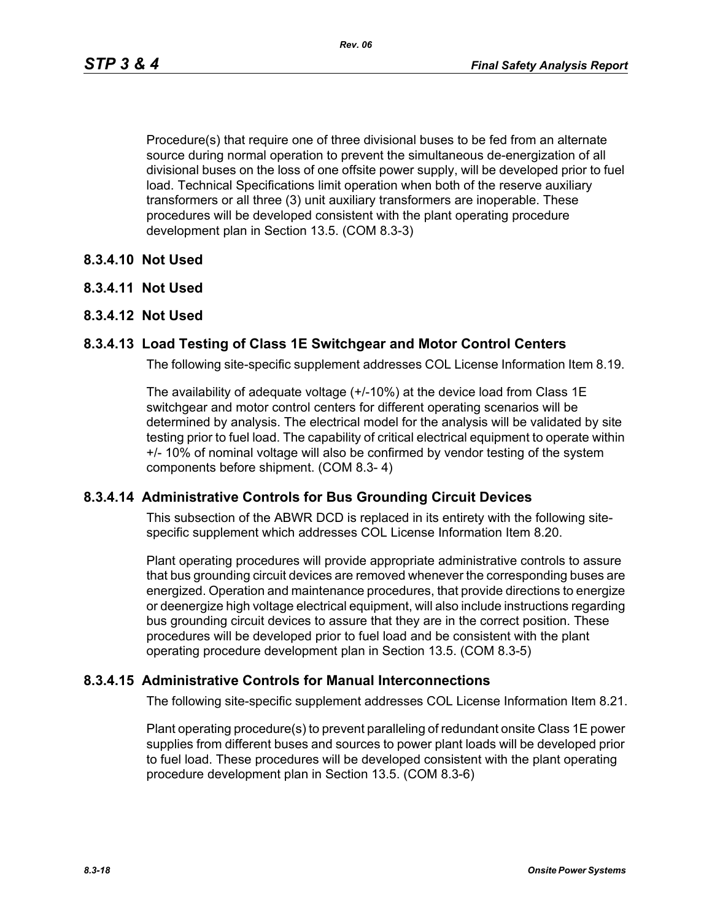Procedure(s) that require one of three divisional buses to be fed from an alternate source during normal operation to prevent the simultaneous de-energization of all divisional buses on the loss of one offsite power supply, will be developed prior to fuel load. Technical Specifications limit operation when both of the reserve auxiliary transformers or all three (3) unit auxiliary transformers are inoperable. These procedures will be developed consistent with the plant operating procedure development plan in Section 13.5. (COM 8.3-3)

### 8.3.4.10 Not Used

### 8.3.4.11 Not Used

### 8.3.4.12 Not Used

### 8.3.4.13 Load Testing of Class 1E Switchgear and Motor Control Centers

The following site-specific supplement addresses COL License Information Item 8.19.

The availability of adequate voltage (+/-10%) at the device load from Class 1E switchgear and motor control centers for different operating scenarios will be determined by analysis. The electrical model for the analysis will be validated by site testing prior to fuel load. The capability of critical electrical equipment to operate within +/- 10% of nominal voltage will also be confirmed by vendor testing of the system components before shipment. (COM 8.3- 4)

### 8.3.4.14 Administrative Controls for Bus Grounding Circuit Devices

This subsection of the ABWR DCD is replaced in its entirety with the following site-specific supplement which addresses COL License Information Item 8.20.

Plant operating procedures will provide appropriate administrative controls to assure that bus grounding circuit devices are removed whenever the corresponding buses are energized. Operation and maintenance procedures, that provide directions to energize or deenergize high voltage electrical equipment, will also include instructions regarding bus grounding circuit devices to assure that they are in the correct position. These procedures will be developed prior to fuel load and be consistent with the plant operating procedure development plan in Section 13.5. (COM 8.3-5)

### 8.3.4.15 Administrative Controls for Manual Interconnections

The following site-specific supplement addresses COL License Information Item 8.21.

Plant operating procedure(s) to prevent paralleling of redundant onsite Class 1E power supplies from different buses and sources to power plant loads will be developed prior to fuel load. These procedures will be developed consistent with the plant operating procedure development plan in Section 13.5. (COM 8.3-6)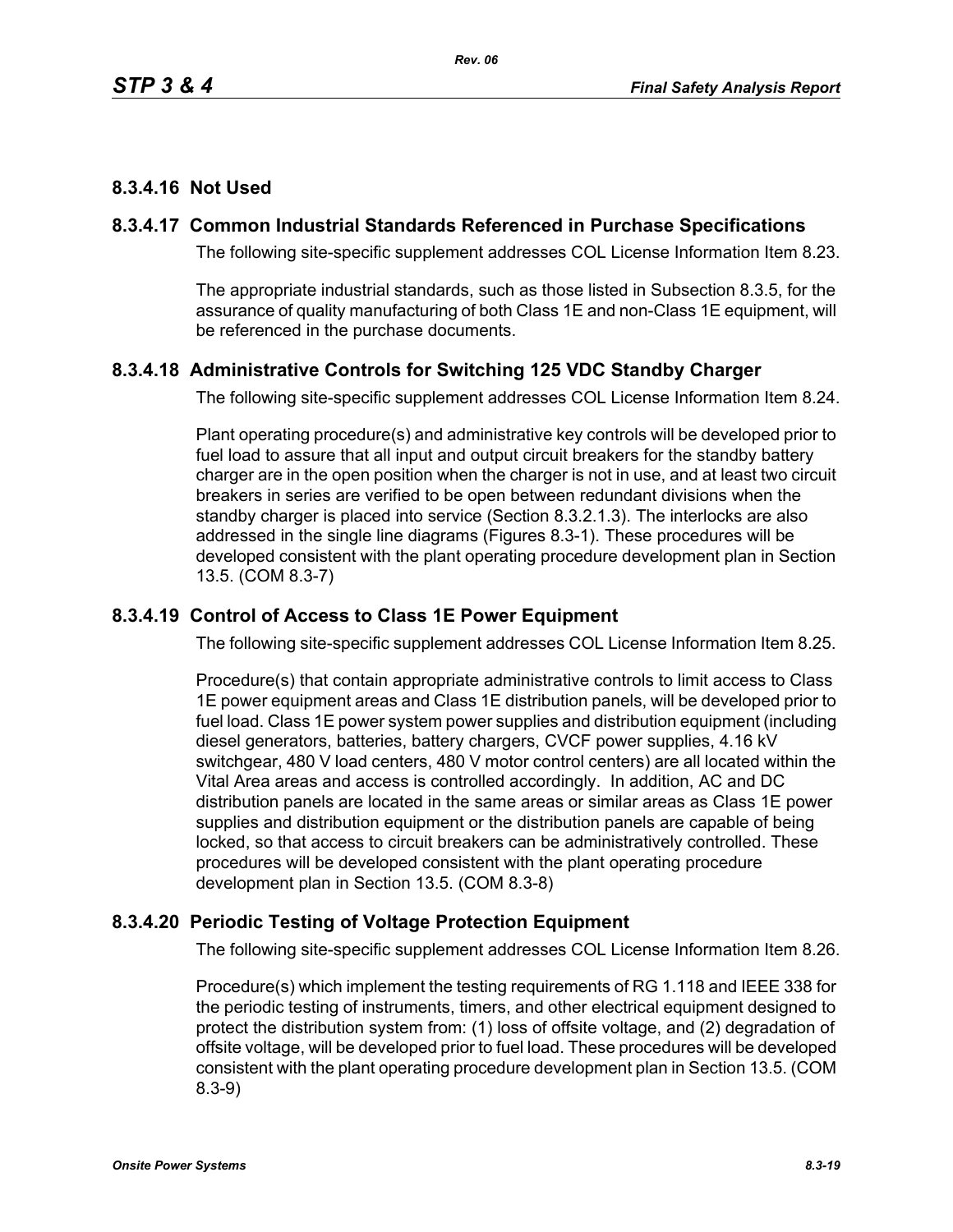### 8.3.4.16 Not Used

### 8.3.4.17 Common Industrial Standards Referenced in Purchase Specifications

The following site-specific supplement addresses COL License Information Item 8.23.

The appropriate industrial standards, such as those listed in Subsection 8.3.5, for the assurance of quality manufacturing of both Class 1E and non-Class 1E equipment, will be referenced in the purchase documents.

### 8.3.4.18 Administrative Controls for Switching 125 VDC Standby Charger

The following site-specific supplement addresses COL License Information Item 8.24.

Plant operating procedure(s) and administrative key controls will be developed prior to fuel load to assure that all input and output circuit breakers for the standby battery charger are in the open position when the charger is not in use, and at least two circuit breakers in series are verified to be open between redundant divisions when the standby charger is placed into service (Section 8.3.2.1.3). The interlocks are also addressed in the single line diagrams (Figures 8.3-1). These procedures will be developed consistent with the plant operating procedure development plan in Section 13.5. (COM 8.3-7)

### 8.3.4.19 Control of Access to Class 1E Power Equipment

The following site-specific supplement addresses COL License Information Item 8.25.

Procedure(s) that contain appropriate administrative controls to limit access to Class 1E power equipment areas and Class 1E distribution panels, will be developed prior to fuel load. Class 1E power system power supplies and distribution equipment (including diesel generators, batteries, battery chargers, CVCF power supplies, 4.16 kV switchgear, 480 V load centers, 480 V motor control centers) are all located within the Vital Area areas and access is controlled accordingly. In addition, AC and DC distribution panels are located in the same areas or similar areas as Class 1E power supplies and distribution equipment or the distribution panels are capable of being locked, so that access to circuit breakers can be administratively controlled. These procedures will be developed consistent with the plant operating procedure development plan in Section 13.5. (COM 8.3-8)

### 8.3.4.20 Periodic Testing of Voltage Protection Equipment

The following site-specific supplement addresses COL License Information Item 8.26.

Procedure(s) which implement the testing requirements of RG 1.118 and IEEE 338 for the periodic testing of instruments, timers, and other electrical equipment designed to protect the distribution system from: (1) loss of offsite voltage, and (2) degradation of offsite voltage, will be developed prior to fuel load. These procedures will be developed consistent with the plant operating procedure development plan in Section 13.5. (COM 8.3-9)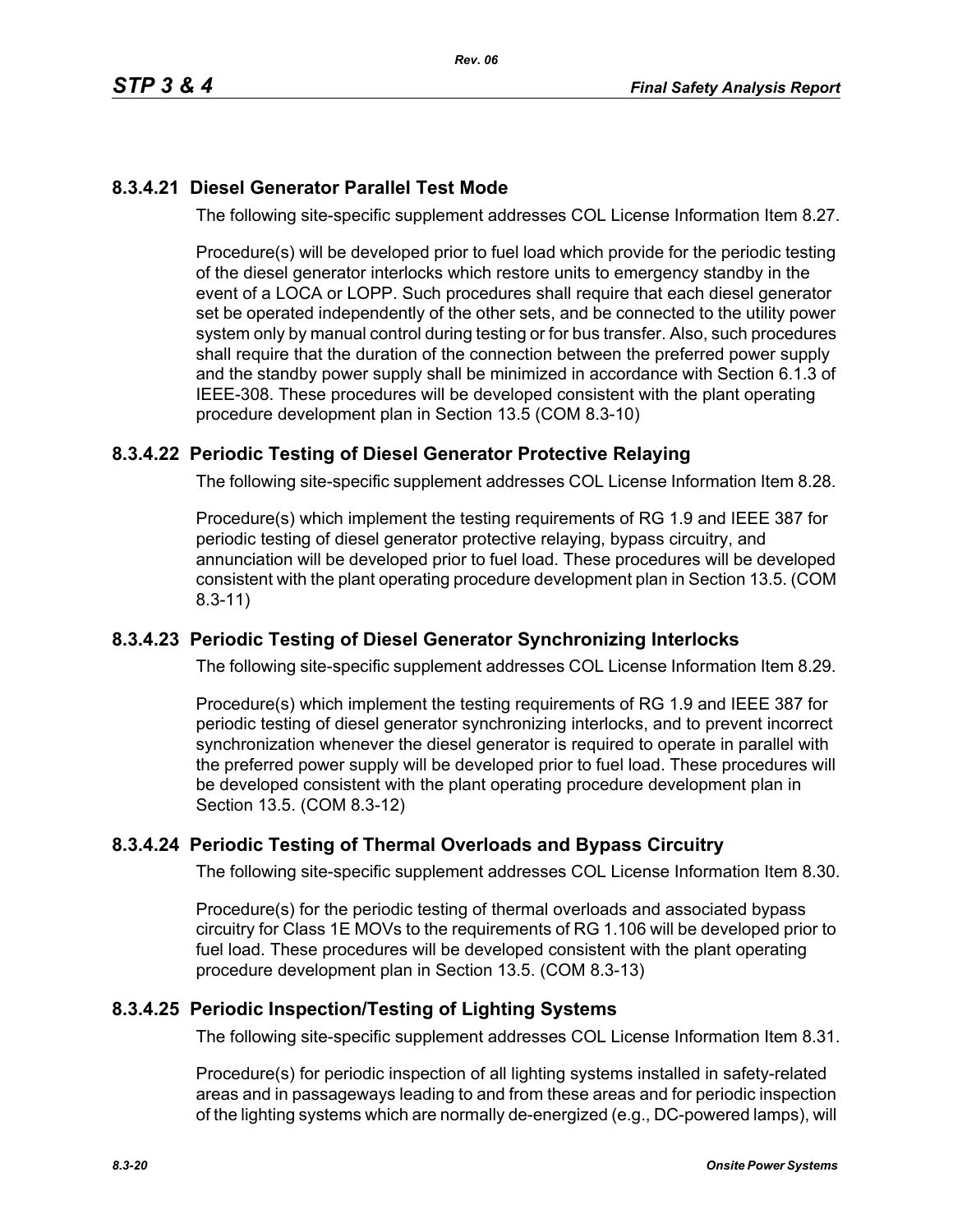### 8.3.4.21 Diesel Generator Parallel Test Mode

The following site-specific supplement addresses COL License Information Item 8.27.

Procedure(s) will be developed prior to fuel load which provide for the periodic testing of the diesel generator interlocks which restore units to emergency standby in the event of a LOCA or LOPP. Such procedures shall require that each diesel generator set be operated independently of the other sets, and be connected to the utility power system only by manual control during testing or for bus transfer. Also, such procedures shall require that the duration of the connection between the preferred power supply and the standby power supply shall be minimized in accordance with Section 6.1.3 of IEEE-308. These procedures will be developed consistent with the plant operating procedure development plan in Section 13.5 (COM 8.3-10)

### 8.3.4.22 Periodic Testing of Diesel Generator Protective Relaying

The following site-specific supplement addresses COL License Information Item 8.28.

Procedure(s) which implement the testing requirements of RG 1.9 and IEEE 387 for periodic testing of diesel generator protective relaying, bypass circuitry, and annunciation will be developed prior to fuel load. These procedures will be developed consistent with the plant operating procedure development plan in Section 13.5. (COM 8.3-11)

### 8.3.4.23 Periodic Testing of Diesel Generator Synchronizing Interlocks

The following site-specific supplement addresses COL License Information Item 8.29.

Procedure(s) which implement the testing requirements of RG 1.9 and IEEE 387 for periodic testing of diesel generator synchronizing interlocks, and to prevent incorrect synchronization whenever the diesel generator is required to operate in parallel with the preferred power supply will be developed prior to fuel load. These procedures will be developed consistent with the plant operating procedure development plan in Section 13.5. (COM 8.3-12)

### 8.3.4.24 Periodic Testing of Thermal Overloads and Bypass Circuitry

The following site-specific supplement addresses COL License Information Item 8.30.

Procedure(s) for the periodic testing of thermal overloads and associated bypass circuitry for Class 1E MOVs to the requirements of RG 1.106 will be developed prior to fuel load. These procedures will be developed consistent with the plant operating procedure development plan in Section 13.5. (COM 8.3-13)

### 8.3.4.25 Periodic Inspection/Testing of Lighting Systems

The following site-specific supplement addresses COL License Information Item 8.31.

Procedure(s) for periodic inspection of all lighting systems installed in safety-related areas and in passageways leading to and from these areas and for periodic inspection of the lighting systems which are normally de-energized (e.g., DC-powered lamps), will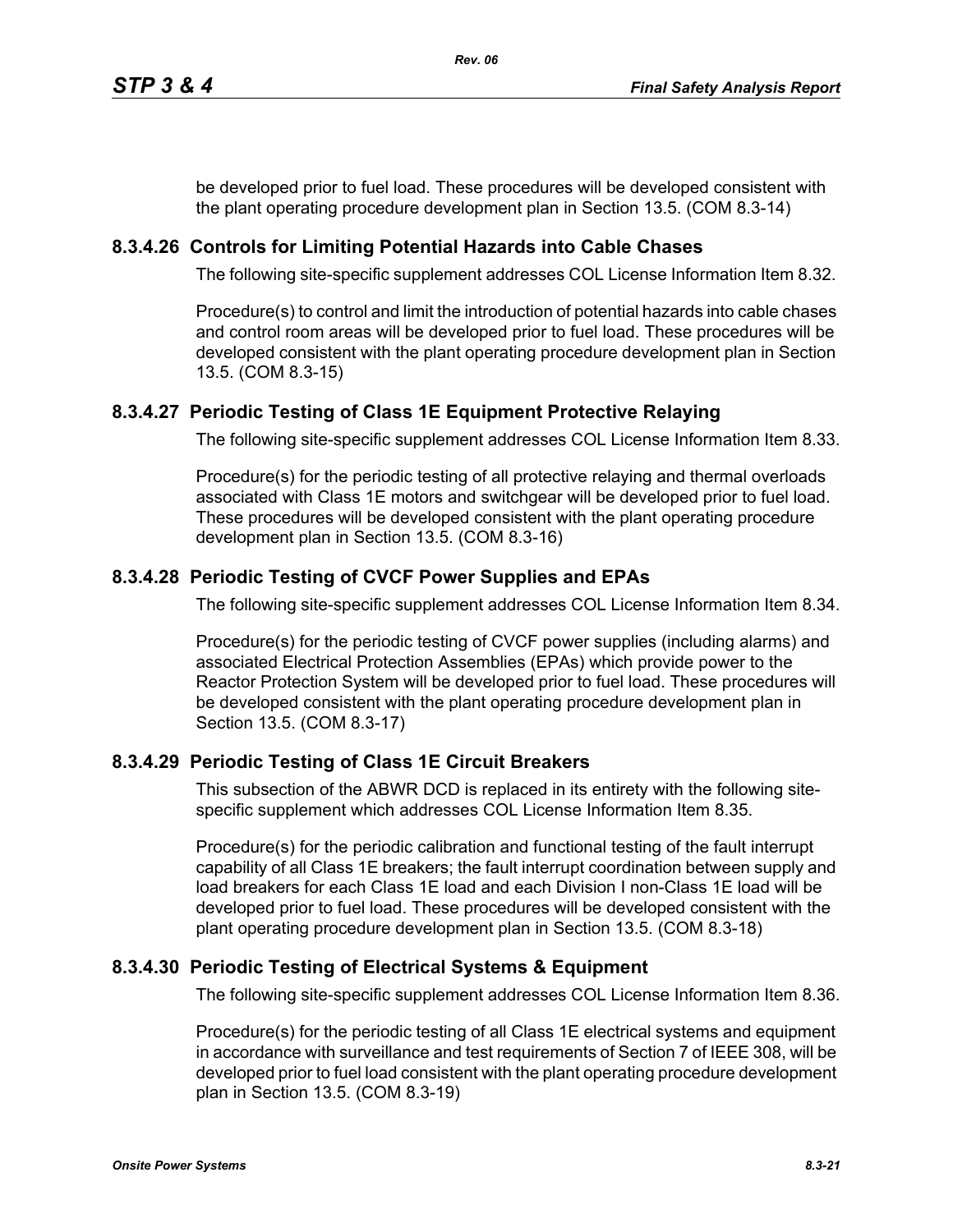be developed prior to fuel load. These procedures will be developed consistent with the plant operating procedure development plan in Section 13.5. (COM 8.3-14)

### 8.3.4.26 Controls for Limiting Potential Hazards into Cable Chases

The following site-specific supplement addresses COL License Information Item 8.32.

Procedure(s) to control and limit the introduction of potential hazards into cable chases and control room areas will be developed prior to fuel load. These procedures will be developed consistent with the plant operating procedure development plan in Section 13.5. (COM 8.3-15)

### 8.3.4.27 Periodic Testing of Class 1E Equipment Protective Relaying

The following site-specific supplement addresses COL License Information Item 8.33.

Procedure(s) for the periodic testing of all protective relaying and thermal overloads associated with Class 1E motors and switchgear will be developed prior to fuel load. These procedures will be developed consistent with the plant operating procedure development plan in Section 13.5. (COM 8.3-16)

### 8.3.4.28 Periodic Testing of CVCF Power Supplies and EPAs

The following site-specific supplement addresses COL License Information Item 8.34.

Procedure(s) for the periodic testing of CVCF power supplies (including alarms) and associated Electrical Protection Assemblies (EPAs) which provide power to the Reactor Protection System will be developed prior to fuel load. These procedures will be developed consistent with the plant operating procedure development plan in Section 13.5. (COM 8.3-17)

### 8.3.4.29 Periodic Testing of Class 1E Circuit Breakers

This subsection of the ABWR DCD is replaced in its entirety with the following site-specific supplement which addresses COL License Information Item 8.35.

Procedure(s) for the periodic calibration and functional testing of the fault interrupt capability of all Class 1E breakers; the fault interrupt coordination between supply and load breakers for each Class 1E load and each Division I non-Class 1E load will be developed prior to fuel load. These procedures will be developed consistent with the plant operating procedure development plan in Section 13.5. (COM 8.3-18)

### 8.3.4.30 Periodic Testing of Electrical Systems & Equipment

The following site-specific supplement addresses COL License Information Item 8.36.

Procedure(s) for the periodic testing of all Class 1E electrical systems and equipment in accordance with surveillance and test requirements of Section 7 of IEEE 308, will be developed prior to fuel load consistent with the plant operating procedure development plan in Section 13.5. (COM 8.3-19)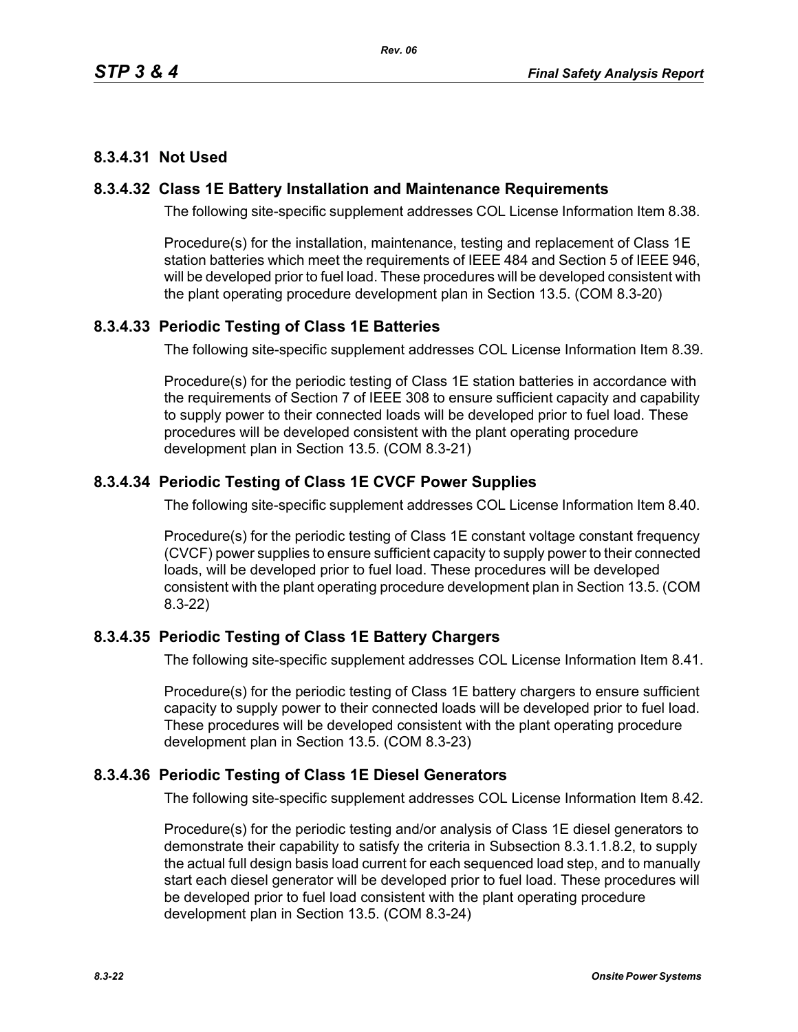### 8.3.4.31 Not Used

### 8.3.4.32 Class 1E Battery Installation and Maintenance Requirements

The following site-specific supplement addresses COL License Information Item 8.38.

Procedure(s) for the installation, maintenance, testing and replacement of Class 1E station batteries which meet the requirements of IEEE 484 and Section 5 of IEEE 946, will be developed prior to fuel load. These procedures will be developed consistent with the plant operating procedure development plan in Section 13.5. (COM 8.3-20)

### 8.3.4.33 Periodic Testing of Class 1E Batteries

The following site-specific supplement addresses COL License Information Item 8.39.

Procedure(s) for the periodic testing of Class 1E station batteries in accordance with the requirements of Section 7 of IEEE 308 to ensure sufficient capacity and capability to supply power to their connected loads will be developed prior to fuel load. These procedures will be developed consistent with the plant operating procedure development plan in Section 13.5. (COM 8.3-21)

### 8.3.4.34 Periodic Testing of Class 1E CVCF Power Supplies

The following site-specific supplement addresses COL License Information Item 8.40.

Procedure(s) for the periodic testing of Class 1E constant voltage constant frequency (CVCF) power supplies to ensure sufficient capacity to supply power to their connected loads, will be developed prior to fuel load. These procedures will be developed consistent with the plant operating procedure development plan in Section 13.5. (COM 8.3-22)

### 8.3.4.35 Periodic Testing of Class 1E Battery Chargers

The following site-specific supplement addresses COL License Information Item 8.41.

Procedure(s) for the periodic testing of Class 1E battery chargers to ensure sufficient capacity to supply power to their connected loads will be developed prior to fuel load. These procedures will be developed consistent with the plant operating procedure development plan in Section 13.5. (COM 8.3-23)

### 8.3.4.36 Periodic Testing of Class 1E Diesel Generators

The following site-specific supplement addresses COL License Information Item 8.42.

Procedure(s) for the periodic testing and/or analysis of Class 1E diesel generators to demonstrate their capability to satisfy the criteria in Subsection 8.3.1.1.8.2, to supply the actual full design basis load current for each sequenced load step, and to manually start each diesel generator will be developed prior to fuel load. These procedures will be developed prior to fuel load consistent with the plant operating procedure development plan in Section 13.5. (COM 8.3-24)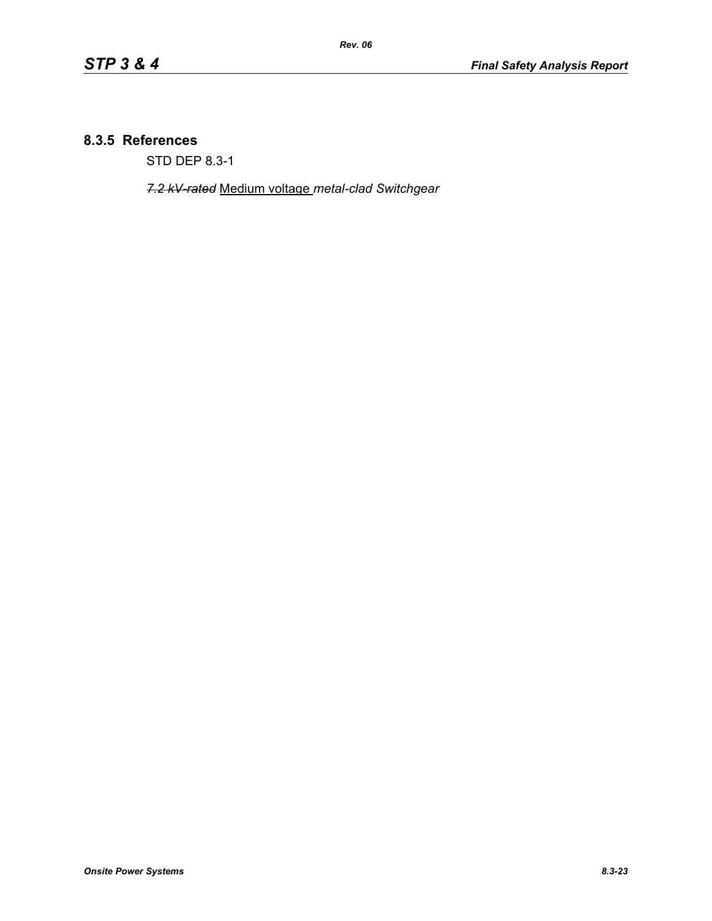## 8.3.5 References

STD DEP 8.3-1

~~*7.2 kV-rated*~~ <u>Medium voltage</u> *metal-clad Switchgear*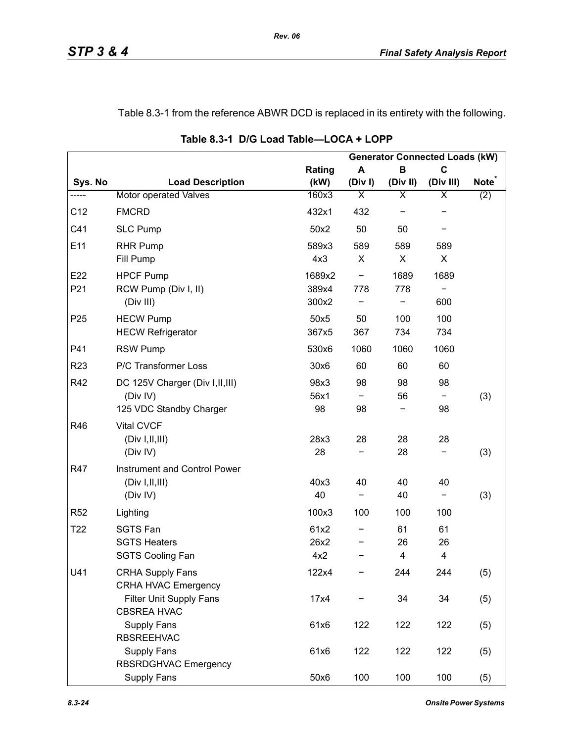Table 8.3-1 from the reference ABWR DCD is replaced in its entirety with the following.

**Table 8.3-1 D/G Load Table—LOCA + LOPP**

| | | | Generator Connected Loads (kW) | | | |
|---|---|---|---|---|---|---|
| Sys. No | Load Description | Rating (kW) | A (Div I) | B (Div II) | C (Div III) | Note* |
| ----- | Motor operated Valves | 160x3 | X | X | X | (2) |
| C12 | FMCRD | 432x1 | 432 | − | − | |
| C41 | SLC Pump | 50x2 | 50 | 50 | − | |
| E11 | RHR Pump | 589x3 | 589 | 589 | 589 | |
| | Fill Pump | 4x3 | X | X | X | |
| E22 | HPCF Pump | 1689x2 | − | 1689 | 1689 | |
| P21 | RCW Pump (Div I, II) | 389x4 | 778 | 778 | − | |
| | (Div III) | 300x2 | − | − | 600 | |
| P25 | HECW Pump | 50x5 | 50 | 100 | 100 | |
| | HECW Refrigerator | 367x5 | 367 | 734 | 734 | |
| P41 | RSW Pump | 530x6 | 1060 | 1060 | 1060 | |
| R23 | P/C Transformer Loss | 30x6 | 60 | 60 | 60 | |
| R42 | DC 125V Charger (Div I,II,III) | 98x3 | 98 | 98 | 98 | |
| | (Div IV) | 56x1 | − | 56 | − | (3) |
| | 125 VDC Standby Charger | 98 | 98 | − | 98 | |
| R46 | Vital CVCF | | | | | |
| | (Div I,II,III) | 28x3 | 28 | 28 | 28 | |
| | (Div IV) | 28 | − | 28 | − | (3) |
| R47 | Instrument and Control Power | | | | | |
| | (Div I,II,III) | 40x3 | 40 | 40 | 40 | |
| | (Div IV) | 40 | − | 40 | − | (3) |
| R52 | Lighting | 100x3 | 100 | 100 | 100 | |
| T22 | SGTS Fan | 61x2 | − | 61 | 61 | |
| | SGTS Heaters | 26x2 | − | 26 | 26 | |
| | SGTS Cooling Fan | 4x2 | − | 4 | 4 | |
| U41 | CRHA Supply Fans | 122x4 | − | 244 | 244 | (5) |
| | CRHA HVAC Emergency Filter Unit Supply Fans | 17x4 | − | 34 | 34 | (5) |
| | CBSREA HVAC Supply Fans | 61x6 | 122 | 122 | 122 | (5) |
| | RBSREEHVAC Supply Fans | 61x6 | 122 | 122 | 122 | (5) |
| | RBSRDGHVAC Emergency Supply Fans | 50x6 | 100 | 100 | 100 | (5) |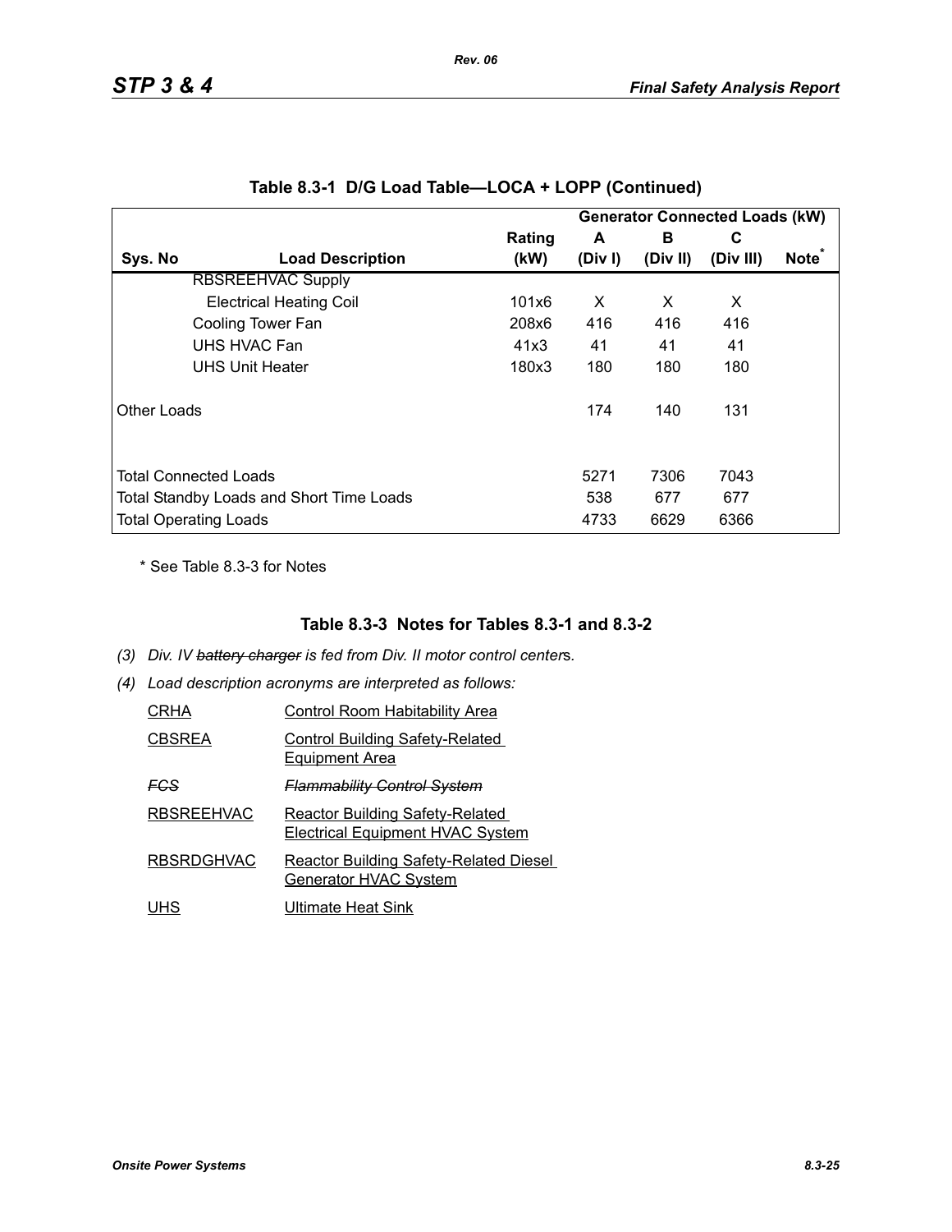## Table 8.3-1 D/G Load Table—LOCA + LOPP (Continued)

| Sys. No | Load Description | Rating (kW) | Generator Connected Loads (kW) A (Div I) | B (Div II) | C (Div III) | Note* |
|---|---|---|---|---|---|---|
| | RBSREEHVAC Supply | | | | | |
| | Electrical Heating Coil | 101x6 | X | X | X | |
| | Cooling Tower Fan | 208x6 | 416 | 416 | 416 | |
| | UHS HVAC Fan | 41x3 | 41 | 41 | 41 | |
| | UHS Unit Heater | 180x3 | 180 | 180 | 180 | |
| Other Loads | | | 174 | 140 | 131 | |
| Total Connected Loads | | | 5271 | 7306 | 7043 | |
| Total Standby Loads and Short Time Loads | | | 538 | 677 | 677 | |
| Total Operating Loads | | | 4733 | 6629 | 6366 | |

\* See Table 8.3-3 for Notes

### Table 8.3-3 Notes for Tables 8.3-1 and 8.3-2

*(3) Div. IV ~~battery charger~~ is fed from Div. II motor control centers.*

*(4) Load description acronyms are interpreted as follows:*

| | |
|---|---|
| CRHA | Control Room Habitability Area |
| CBSREA | Control Building Safety-Related Equipment Area |
| ~~*FCS*~~ | ~~*Flammability Control System*~~ |
| RBSREEHVAC | Reactor Building Safety-Related Electrical Equipment HVAC System |
| RBSRDGHVAC | Reactor Building Safety-Related Diesel Generator HVAC System |
| UHS | Ultimate Heat Sink |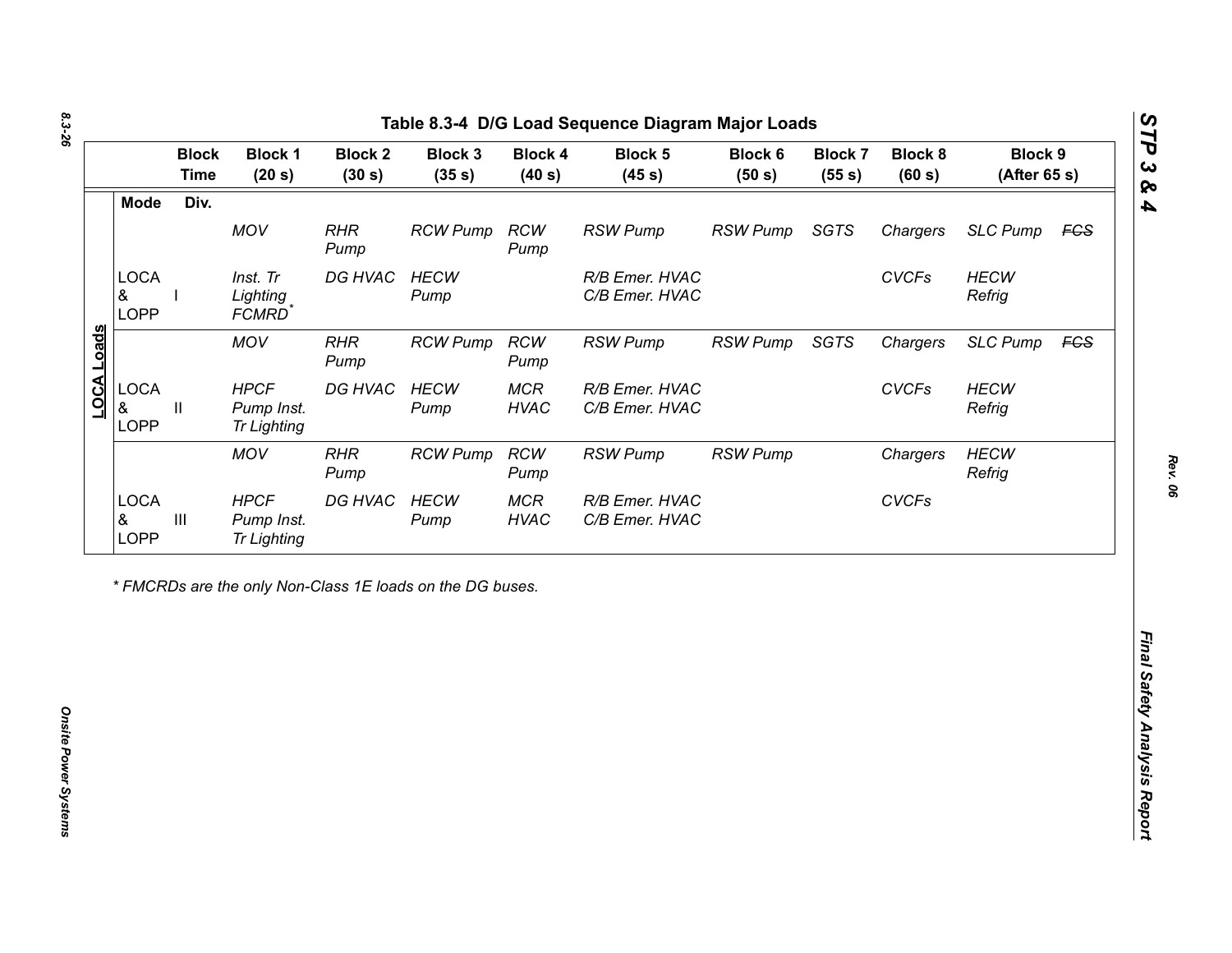**Table 8.3-4 D/G Load Sequence Diagram Major Loads**

| | Mode | Div. | Block 1 (20 s) | Block 2 (30 s) | Block 3 (35 s) | Block 4 (40 s) | Block 5 (45 s) | Block 6 (50 s) | Block 7 (55 s) | Block 8 (60 s) | Block 9 (After 65 s) | |
|---|---|---|---|---|---|---|---|---|---|---|---|---|
| LOCA Loads | | | *MOV* | *RHR Pump* | *RCW Pump* | *RCW Pump* | *RSW Pump* | *RSW Pump* | *SGTS* | *Chargers* | *SLC Pump* | ~~*FCS*~~ |
| | LOCA & LOPP | I | *Inst. Tr Lighting FCMRD** | *DG HVAC* | *HECW Pump* | | *R/B Emer. HVAC C/B Emer. HVAC* | | | *CVCFs* | *HECW Refrig* | |
| | | | *MOV* | *RHR Pump* | *RCW Pump* | *RCW Pump* | *RSW Pump* | *RSW Pump* | *SGTS* | *Chargers* | *SLC Pump* | ~~*FCS*~~ |
| | LOCA & LOPP | II | *HPCF Pump Inst. Tr Lighting* | *DG HVAC* | *HECW Pump* | *MCR HVAC* | *R/B Emer. HVAC C/B Emer. HVAC* | | | *CVCFs* | *HECW Refrig* | |
| | | | *MOV* | *RHR Pump* | *RCW Pump* | *RCW Pump* | *RSW Pump* | *RSW Pump* | | *Chargers* | *HECW Refrig* | |
| | LOCA & LOPP | III | *HPCF Pump Inst. Tr Lighting* | *DG HVAC* | *HECW Pump* | *MCR HVAC* | *R/B Emer. HVAC C/B Emer. HVAC* | | | *CVCFs* | | |

*\* FMCRDs are the only Non-Class 1E loads on the DG buses.*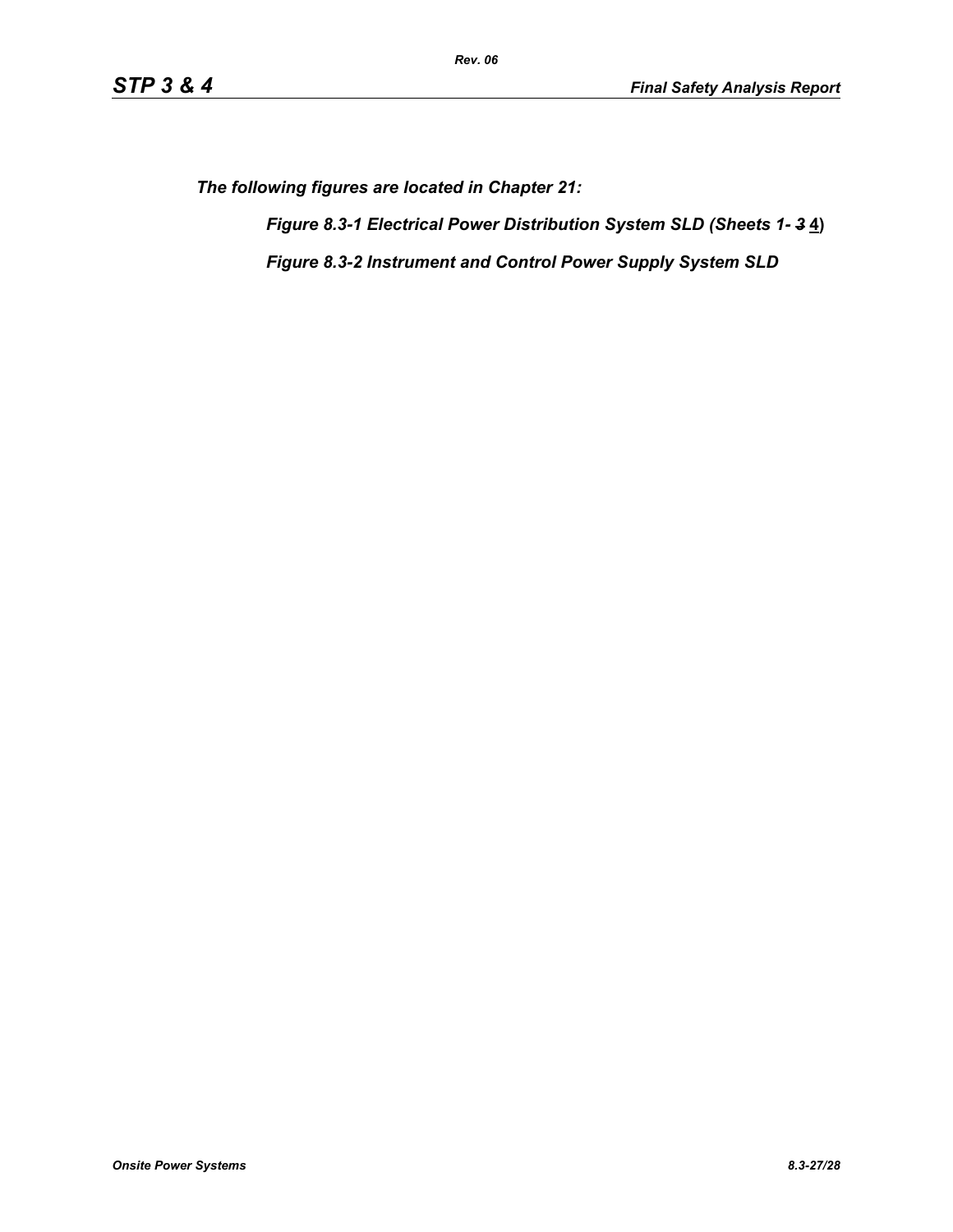***The following figures are located in Chapter 21:***

***Figure 8.3-1 Electrical Power Distribution System SLD (Sheets 1- ~~3~~ 4)***

***Figure 8.3-2 Instrument and Control Power Supply System SLD***